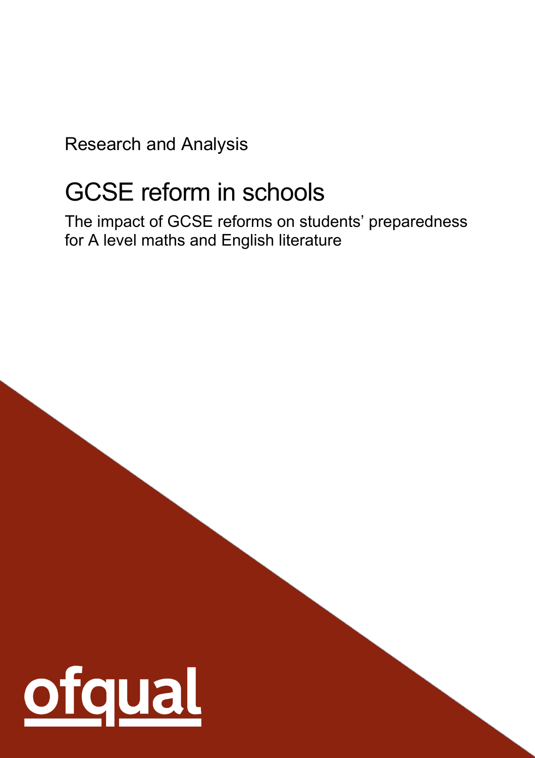Research and Analysis

# GCSE reform in schools

The impact of GCSE reforms on students' preparedness for A level maths and English literature

ofqual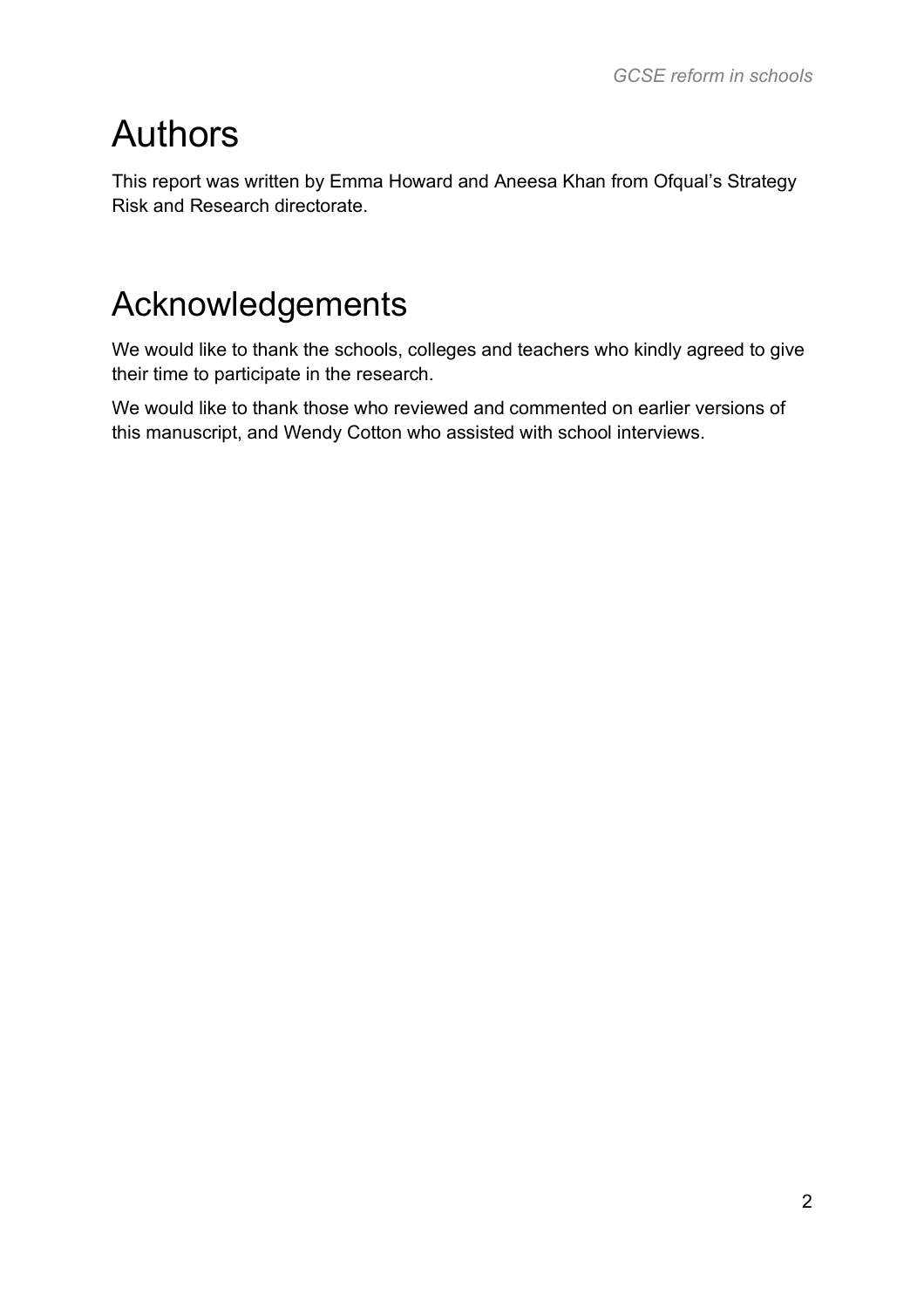# Authors

This report was written by Emma Howard and Aneesa Khan from Ofqual's Strategy Risk and Research directorate.

# Acknowledgements

We would like to thank the schools, colleges and teachers who kindly agreed to give their time to participate in the research.

We would like to thank those who reviewed and commented on earlier versions of this manuscript, and Wendy Cotton who assisted with school interviews.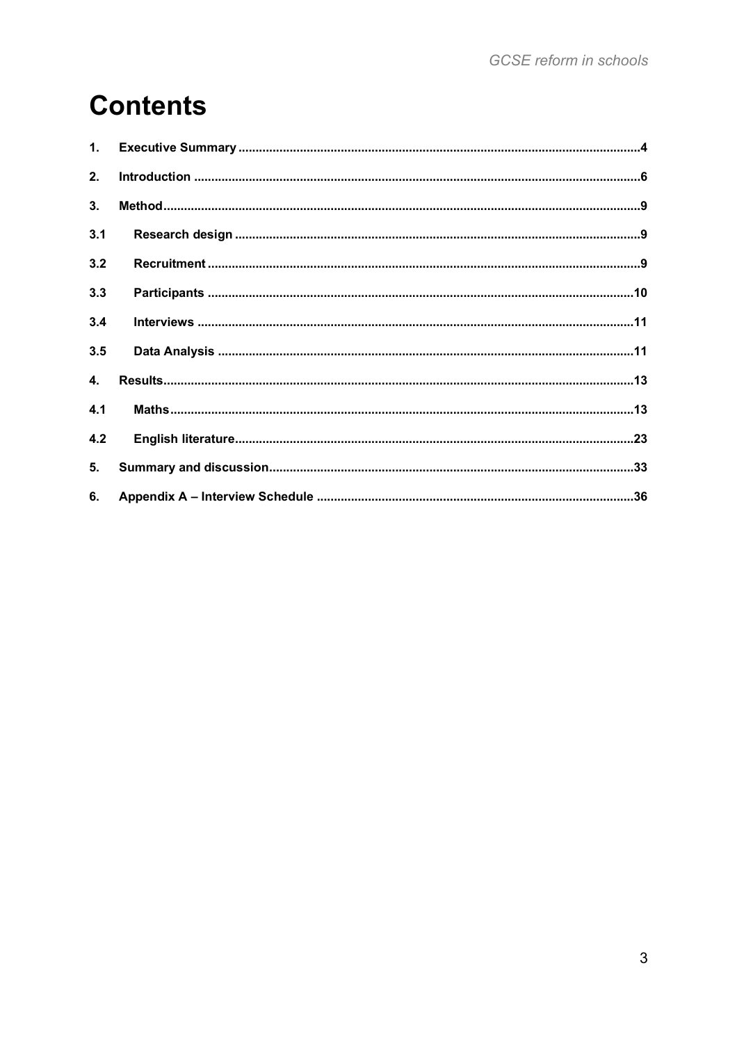# Contents

1. Executive Summary ....................................................................................................4
2. Introduction ................................................................................................................6
3. Method........................................................................................................................9
   - 3.1 Research design ....................................................................................................9
   - 3.2 Recruitment ............................................................................................................9
   - 3.3 Participants ...........................................................................................................10
   - 3.4 Interviews .............................................................................................................11
   - 3.5 Data Analysis ........................................................................................................11
4. Results.......................................................................................................................13
   - 4.1 Maths......................................................................................................................13
   - 4.2 English literature...................................................................................................23
5. Summary and discussion.........................................................................................33
6. Appendix A – Interview Schedule ...........................................................................36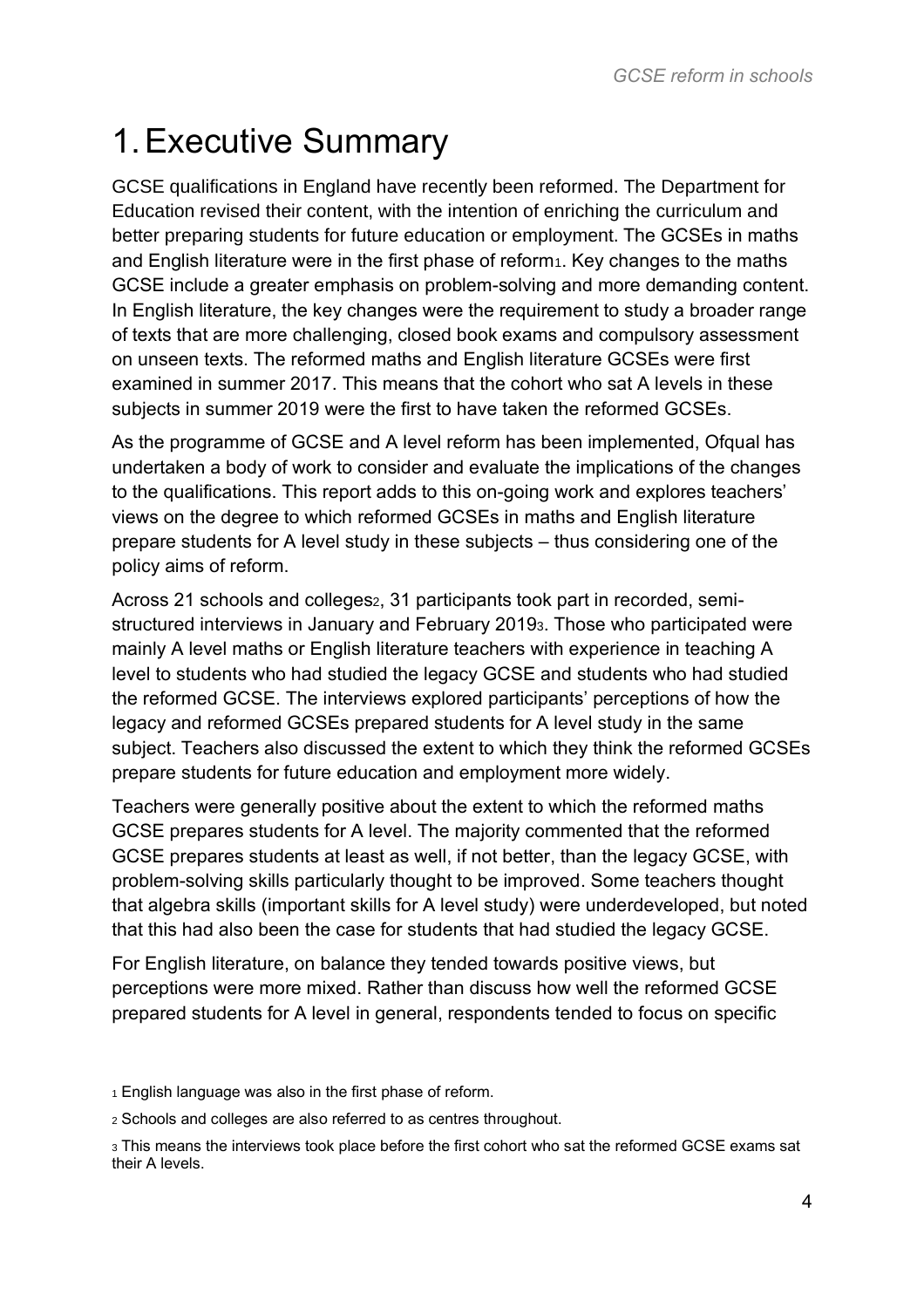# 1. Executive Summary

GCSE qualifications in England have recently been reformed. The Department for Education revised their content, with the intention of enriching the curriculum and better preparing students for future education or employment. The GCSEs in maths and English literature were in the first phase of reform[1]. Key changes to the maths GCSE include a greater emphasis on problem-solving and more demanding content. In English literature, the key changes were the requirement to study a broader range of texts that are more challenging, closed book exams and compulsory assessment on unseen texts. The reformed maths and English literature GCSEs were first examined in summer 2017. This means that the cohort who sat A levels in these subjects in summer 2019 were the first to have taken the reformed GCSEs.

As the programme of GCSE and A level reform has been implemented, Ofqual has undertaken a body of work to consider and evaluate the implications of the changes to the qualifications. This report adds to this on-going work and explores teachers' views on the degree to which reformed GCSEs in maths and English literature prepare students for A level study in these subjects – thus considering one of the policy aims of reform.

Across 21 schools and colleges[2], 31 participants took part in recorded, semi-structured interviews in January and February 2019[3]. Those who participated were mainly A level maths or English literature teachers with experience in teaching A level to students who had studied the legacy GCSE and students who had studied the reformed GCSE. The interviews explored participants' perceptions of how the legacy and reformed GCSEs prepared students for A level study in the same subject. Teachers also discussed the extent to which they think the reformed GCSEs prepare students for future education and employment more widely.

Teachers were generally positive about the extent to which the reformed maths GCSE prepares students for A level. The majority commented that the reformed GCSE prepares students at least as well, if not better, than the legacy GCSE, with problem-solving skills particularly thought to be improved. Some teachers thought that algebra skills (important skills for A level study) were underdeveloped, but noted that this had also been the case for students that had studied the legacy GCSE.

For English literature, on balance they tended towards positive views, but perceptions were more mixed. Rather than discuss how well the reformed GCSE prepared students for A level in general, respondents tended to focus on specific

[1] English language was also in the first phase of reform.

[2] Schools and colleges are also referred to as centres throughout.

[3] This means the interviews took place before the first cohort who sat the reformed GCSE exams sat their A levels.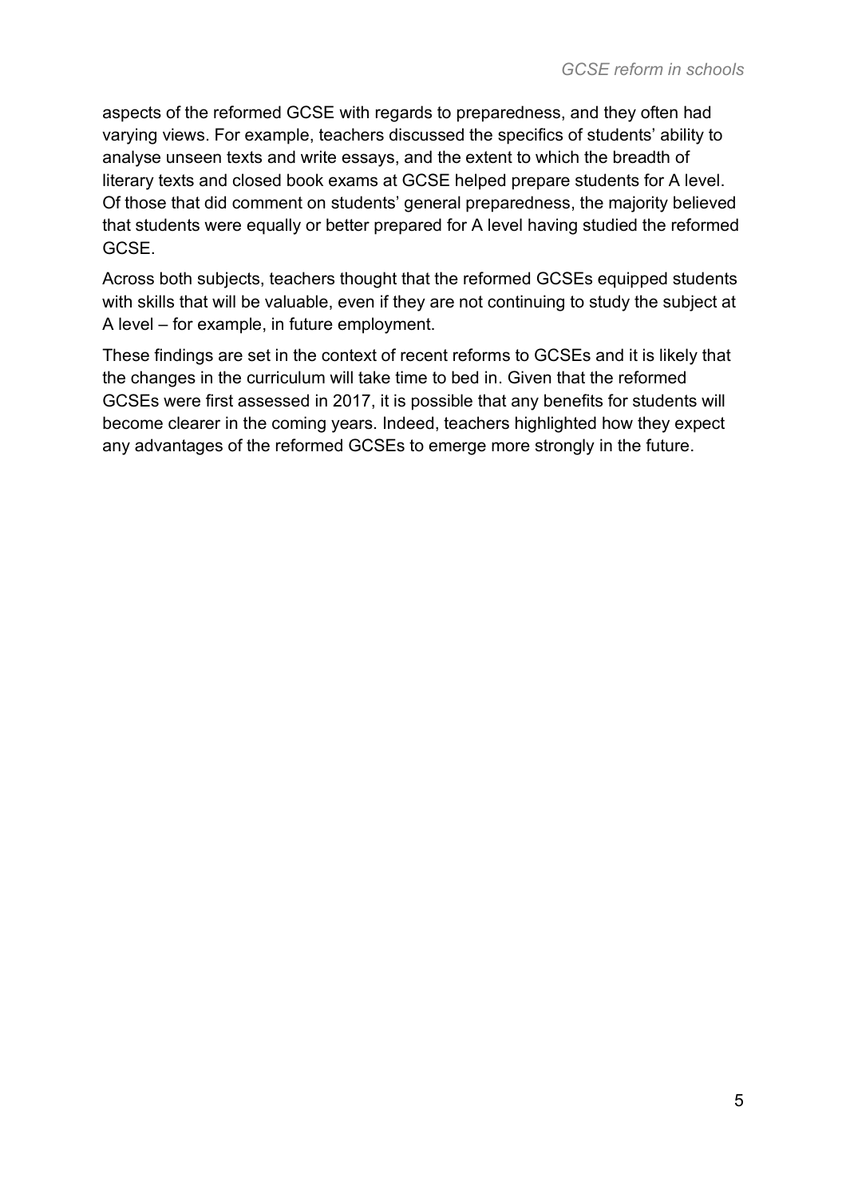aspects of the reformed GCSE with regards to preparedness, and they often had varying views. For example, teachers discussed the specifics of students' ability to analyse unseen texts and write essays, and the extent to which the breadth of literary texts and closed book exams at GCSE helped prepare students for A level. Of those that did comment on students' general preparedness, the majority believed that students were equally or better prepared for A level having studied the reformed GCSE.

Across both subjects, teachers thought that the reformed GCSEs equipped students with skills that will be valuable, even if they are not continuing to study the subject at A level – for example, in future employment.

These findings are set in the context of recent reforms to GCSEs and it is likely that the changes in the curriculum will take time to bed in. Given that the reformed GCSEs were first assessed in 2017, it is possible that any benefits for students will become clearer in the coming years. Indeed, teachers highlighted how they expect any advantages of the reformed GCSEs to emerge more strongly in the future.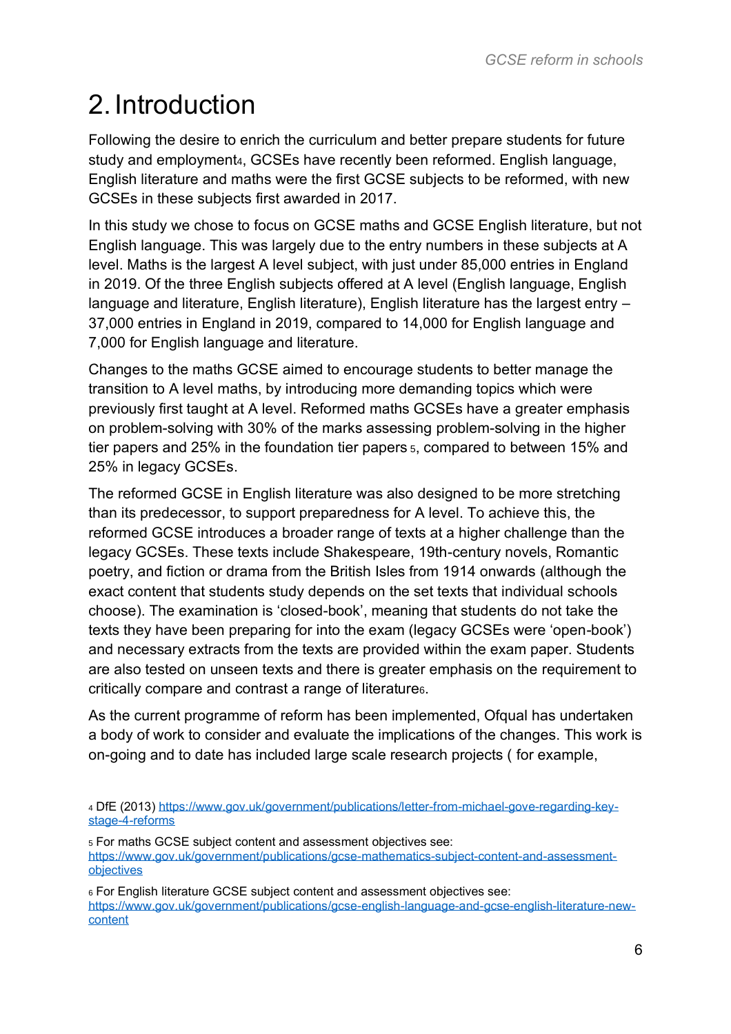# 2. Introduction

Following the desire to enrich the curriculum and better prepare students for future study and employment[4], GCSEs have recently been reformed. English language, English literature and maths were the first GCSE subjects to be reformed, with new GCSEs in these subjects first awarded in 2017.

In this study we chose to focus on GCSE maths and GCSE English literature, but not English language. This was largely due to the entry numbers in these subjects at A level. Maths is the largest A level subject, with just under 85,000 entries in England in 2019. Of the three English subjects offered at A level (English language, English language and literature, English literature), English literature has the largest entry – 37,000 entries in England in 2019, compared to 14,000 for English language and 7,000 for English language and literature.

Changes to the maths GCSE aimed to encourage students to better manage the transition to A level maths, by introducing more demanding topics which were previously first taught at A level. Reformed maths GCSEs have a greater emphasis on problem-solving with 30% of the marks assessing problem-solving in the higher tier papers and 25% in the foundation tier papers[5], compared to between 15% and 25% in legacy GCSEs.

The reformed GCSE in English literature was also designed to be more stretching than its predecessor, to support preparedness for A level. To achieve this, the reformed GCSE introduces a broader range of texts at a higher challenge than the legacy GCSEs. These texts include Shakespeare, 19th-century novels, Romantic poetry, and fiction or drama from the British Isles from 1914 onwards (although the exact content that students study depends on the set texts that individual schools choose). The examination is 'closed-book', meaning that students do not take the texts they have been preparing for into the exam (legacy GCSEs were 'open-book') and necessary extracts from the texts are provided within the exam paper. Students are also tested on unseen texts and there is greater emphasis on the requirement to critically compare and contrast a range of literature[6].

As the current programme of reform has been implemented, Ofqual has undertaken a body of work to consider and evaluate the implications of the changes. This work is on-going and to date has included large scale research projects ( for example,

[4] DfE (2013) https://www.gov.uk/government/publications/letter-from-michael-gove-regarding-key-stage-4-reforms

[5] For maths GCSE subject content and assessment objectives see: https://www.gov.uk/government/publications/gcse-mathematics-subject-content-and-assessment-objectives

[6] For English literature GCSE subject content and assessment objectives see: https://www.gov.uk/government/publications/gcse-english-language-and-gcse-english-literature-new-content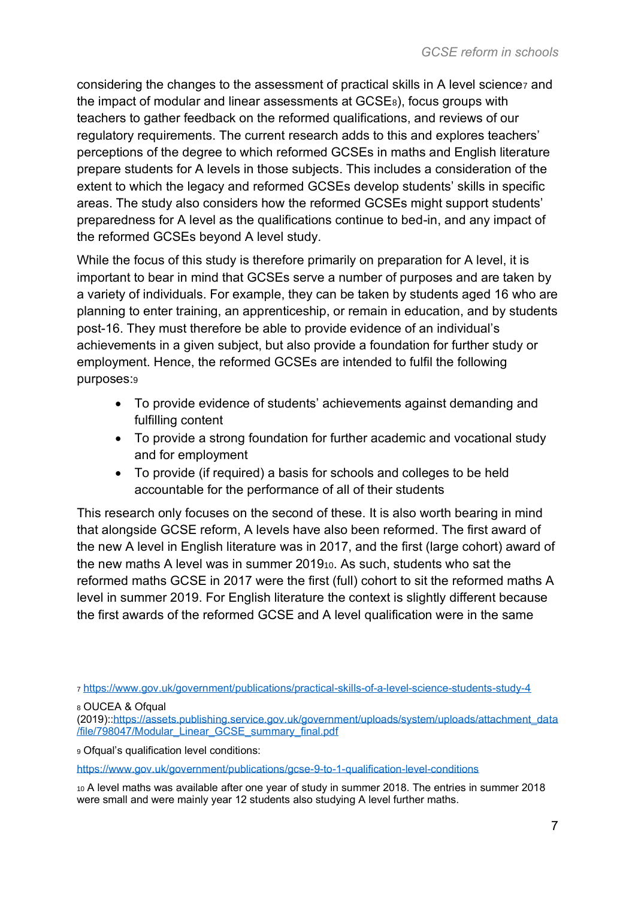considering the changes to the assessment of practical skills in A level science[7] and the impact of modular and linear assessments at GCSE[8]), focus groups with teachers to gather feedback on the reformed qualifications, and reviews of our regulatory requirements. The current research adds to this and explores teachers' perceptions of the degree to which reformed GCSEs in maths and English literature prepare students for A levels in those subjects. This includes a consideration of the extent to which the legacy and reformed GCSEs develop students' skills in specific areas. The study also considers how the reformed GCSEs might support students' preparedness for A level as the qualifications continue to bed-in, and any impact of the reformed GCSEs beyond A level study.

While the focus of this study is therefore primarily on preparation for A level, it is important to bear in mind that GCSEs serve a number of purposes and are taken by a variety of individuals. For example, they can be taken by students aged 16 who are planning to enter training, an apprenticeship, or remain in education, and by students post-16. They must therefore be able to provide evidence of an individual's achievements in a given subject, but also provide a foundation for further study or employment. Hence, the reformed GCSEs are intended to fulfil the following purposes:[9]

- To provide evidence of students' achievements against demanding and fulfilling content
- To provide a strong foundation for further academic and vocational study and for employment
- To provide (if required) a basis for schools and colleges to be held accountable for the performance of all of their students

This research only focuses on the second of these. It is also worth bearing in mind that alongside GCSE reform, A levels have also been reformed. The first award of the new A level in English literature was in 2017, and the first (large cohort) award of the new maths A level was in summer 2019[10]. As such, students who sat the reformed maths GCSE in 2017 were the first (full) cohort to sit the reformed maths A level in summer 2019. For English literature the context is slightly different because the first awards of the reformed GCSE and A level qualification were in the same

---

[7] https://www.gov.uk/government/publications/practical-skills-of-a-level-science-students-study-4

[8] OUCEA & Ofqual (2019)::https://assets.publishing.service.gov.uk/government/uploads/system/uploads/attachment_data/file/798047/Modular_Linear_GCSE_summary_final.pdf

[9] Ofqual's qualification level conditions:

https://www.gov.uk/government/publications/gcse-9-to-1-qualification-level-conditions

[10] A level maths was available after one year of study in summer 2018. The entries in summer 2018 were small and were mainly year 12 students also studying A level further maths.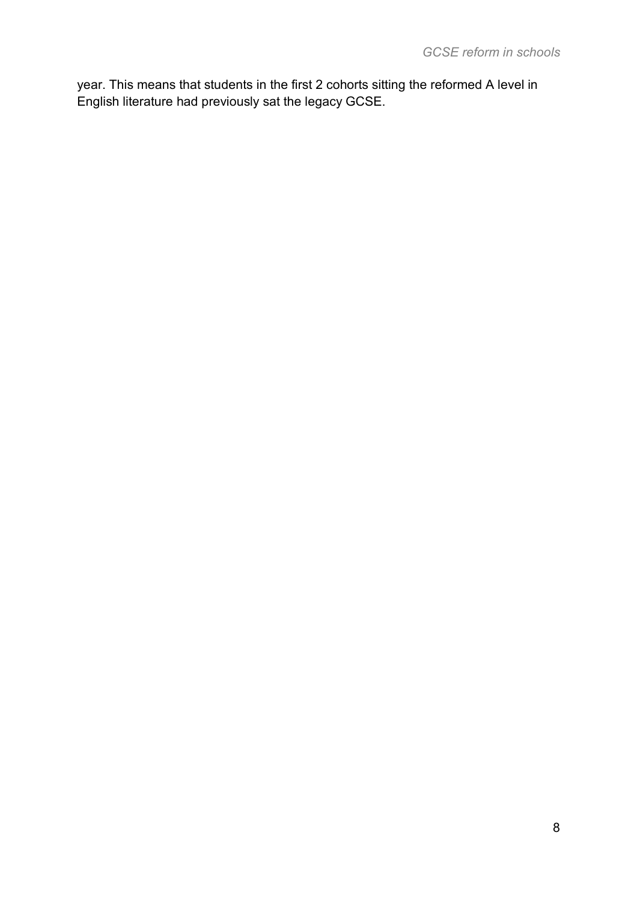year. This means that students in the first 2 cohorts sitting the reformed A level in English literature had previously sat the legacy GCSE.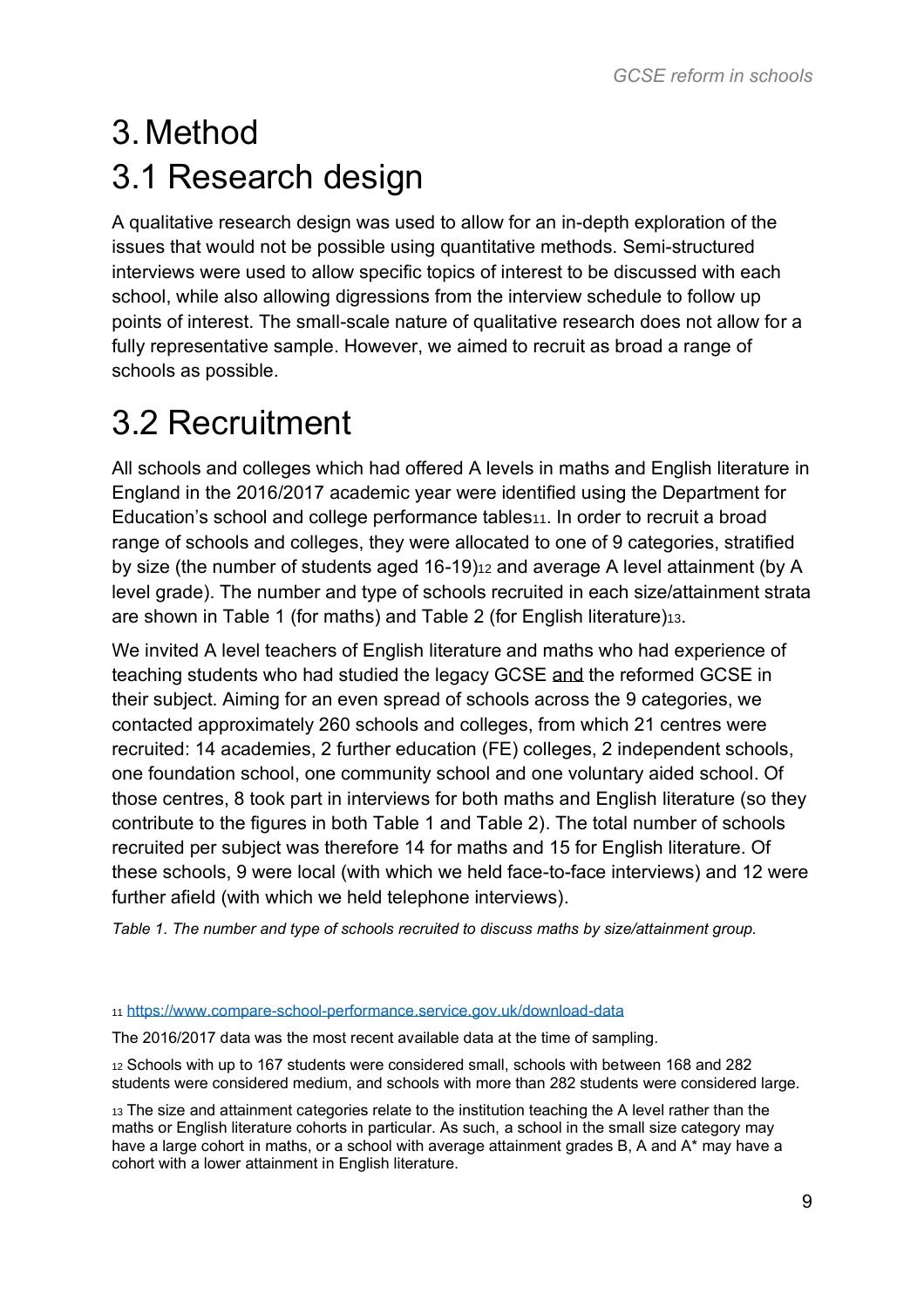# 3. Method

## 3.1 Research design

A qualitative research design was used to allow for an in-depth exploration of the issues that would not be possible using quantitative methods. Semi-structured interviews were used to allow specific topics of interest to be discussed with each school, while also allowing digressions from the interview schedule to follow up points of interest. The small-scale nature of qualitative research does not allow for a fully representative sample. However, we aimed to recruit as broad a range of schools as possible.

## 3.2 Recruitment

All schools and colleges which had offered A levels in maths and English literature in England in the 2016/2017 academic year were identified using the Department for Education's school and college performance tables[11]. In order to recruit a broad range of schools and colleges, they were allocated to one of 9 categories, stratified by size (the number of students aged 16-19)[12] and average A level attainment (by A level grade). The number and type of schools recruited in each size/attainment strata are shown in Table 1 (for maths) and Table 2 (for English literature)[13].

We invited A level teachers of English literature and maths who had experience of teaching students who had studied the legacy GCSE and the reformed GCSE in their subject. Aiming for an even spread of schools across the 9 categories, we contacted approximately 260 schools and colleges, from which 21 centres were recruited: 14 academies, 2 further education (FE) colleges, 2 independent schools, one foundation school, one community school and one voluntary aided school. Of those centres, 8 took part in interviews for both maths and English literature (so they contribute to the figures in both Table 1 and Table 2). The total number of schools recruited per subject was therefore 14 for maths and 15 for English literature. Of these schools, 9 were local (with which we held face-to-face interviews) and 12 were further afield (with which we held telephone interviews).

*Table 1. The number and type of schools recruited to discuss maths by size/attainment group.*

[11] https://www.compare-school-performance.service.gov.uk/download-data

The 2016/2017 data was the most recent available data at the time of sampling.

[12] Schools with up to 167 students were considered small, schools with between 168 and 282 students were considered medium, and schools with more than 282 students were considered large.

[13] The size and attainment categories relate to the institution teaching the A level rather than the maths or English literature cohorts in particular. As such, a school in the small size category may have a large cohort in maths, or a school with average attainment grades B, A and A* may have a cohort with a lower attainment in English literature.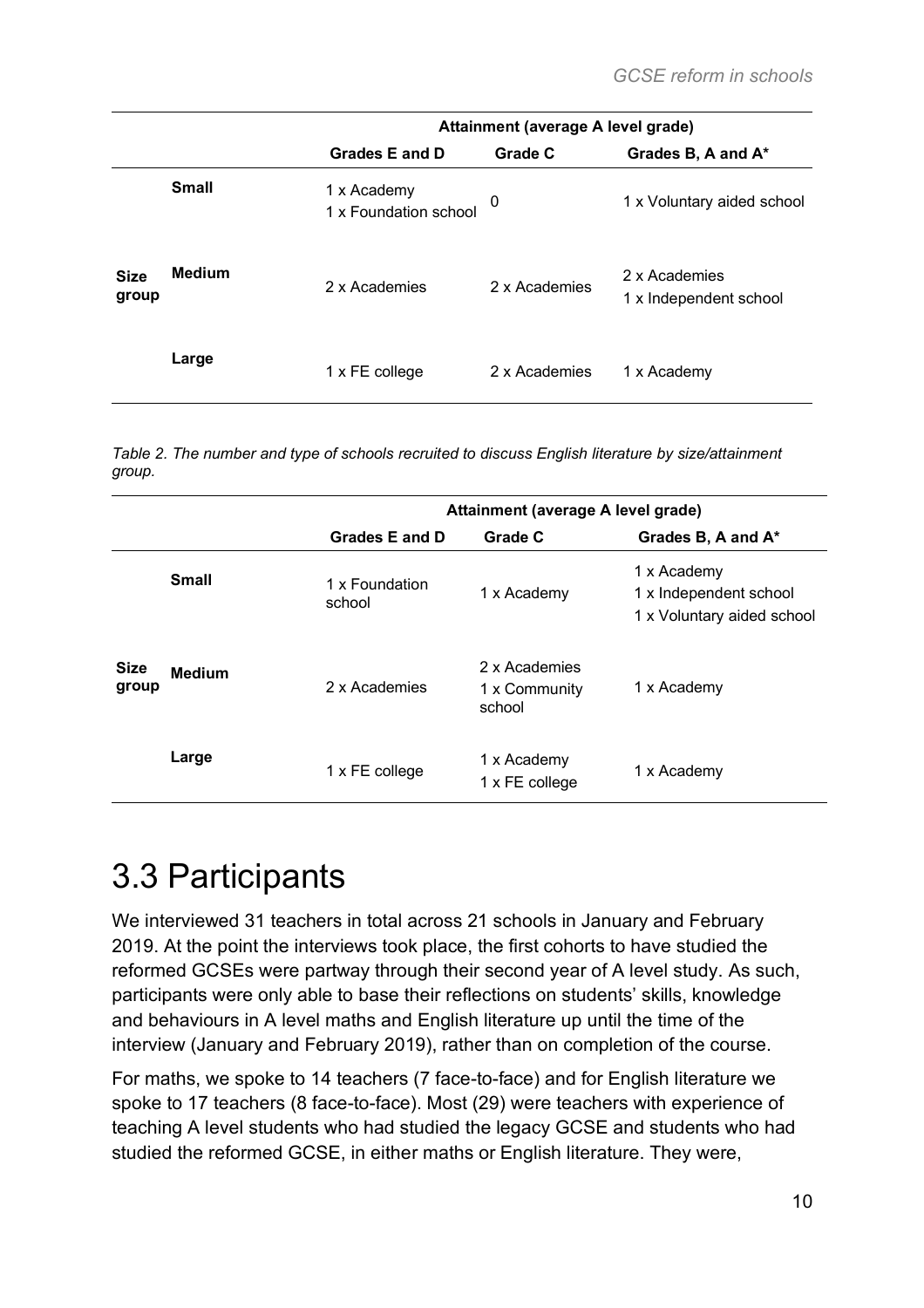| | | Attainment (average A level grade) | | |
|---|---|---|---|---|
| | | **Grades E and D** | **Grade C** | **Grades B, A and A*** |
| **Size group** | **Small** | 1 x Academy<br>1 x Foundation school | 0 | 1 x Voluntary aided school |
| | **Medium** | 2 x Academies | 2 x Academies | 2 x Academies<br>1 x Independent school |
| | **Large** | 1 x FE college | 2 x Academies | 1 x Academy |

*Table 2. The number and type of schools recruited to discuss English literature by size/attainment group.*

| | | Attainment (average A level grade) | | |
|---|---|---|---|---|
| | | **Grades E and D** | **Grade C** | **Grades B, A and A*** |
| **Size group** | **Small** | 1 x Foundation school | 1 x Academy | 1 x Academy<br>1 x Independent school<br>1 x Voluntary aided school |
| | **Medium** | 2 x Academies | 2 x Academies<br>1 x Community school | 1 x Academy |
| | **Large** | 1 x FE college | 1 x Academy<br>1 x FE college | 1 x Academy |

# 3.3 Participants

We interviewed 31 teachers in total across 21 schools in January and February 2019. At the point the interviews took place, the first cohorts to have studied the reformed GCSEs were partway through their second year of A level study. As such, participants were only able to base their reflections on students' skills, knowledge and behaviours in A level maths and English literature up until the time of the interview (January and February 2019), rather than on completion of the course.

For maths, we spoke to 14 teachers (7 face-to-face) and for English literature we spoke to 17 teachers (8 face-to-face). Most (29) were teachers with experience of teaching A level students who had studied the legacy GCSE and students who had studied the reformed GCSE, in either maths or English literature. They were,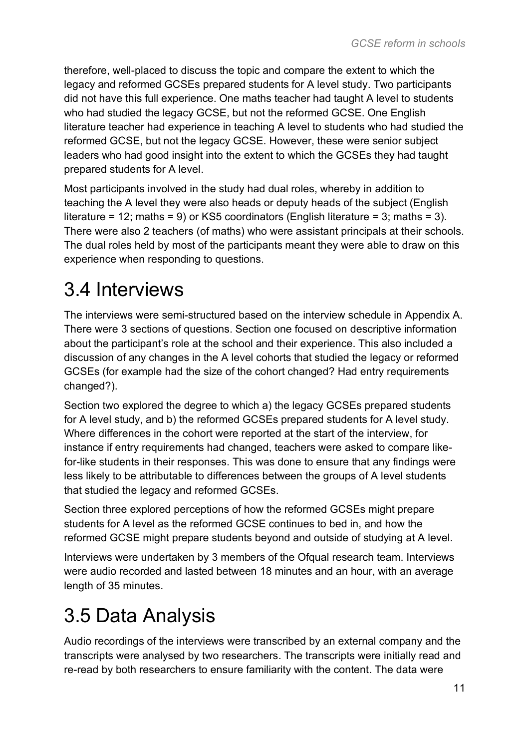therefore, well-placed to discuss the topic and compare the extent to which the legacy and reformed GCSEs prepared students for A level study. Two participants did not have this full experience. One maths teacher had taught A level to students who had studied the legacy GCSE, but not the reformed GCSE. One English literature teacher had experience in teaching A level to students who had studied the reformed GCSE, but not the legacy GCSE. However, these were senior subject leaders who had good insight into the extent to which the GCSEs they had taught prepared students for A level.

Most participants involved in the study had dual roles, whereby in addition to teaching the A level they were also heads or deputy heads of the subject (English literature = 12; maths = 9) or KS5 coordinators (English literature = 3; maths = 3). There were also 2 teachers (of maths) who were assistant principals at their schools. The dual roles held by most of the participants meant they were able to draw on this experience when responding to questions.

# 3.4 Interviews

The interviews were semi-structured based on the interview schedule in Appendix A. There were 3 sections of questions. Section one focused on descriptive information about the participant's role at the school and their experience. This also included a discussion of any changes in the A level cohorts that studied the legacy or reformed GCSEs (for example had the size of the cohort changed? Had entry requirements changed?).

Section two explored the degree to which a) the legacy GCSEs prepared students for A level study, and b) the reformed GCSEs prepared students for A level study. Where differences in the cohort were reported at the start of the interview, for instance if entry requirements had changed, teachers were asked to compare like-for-like students in their responses. This was done to ensure that any findings were less likely to be attributable to differences between the groups of A level students that studied the legacy and reformed GCSEs.

Section three explored perceptions of how the reformed GCSEs might prepare students for A level as the reformed GCSE continues to bed in, and how the reformed GCSE might prepare students beyond and outside of studying at A level.

Interviews were undertaken by 3 members of the Ofqual research team. Interviews were audio recorded and lasted between 18 minutes and an hour, with an average length of 35 minutes.

# 3.5 Data Analysis

Audio recordings of the interviews were transcribed by an external company and the transcripts were analysed by two researchers. The transcripts were initially read and re-read by both researchers to ensure familiarity with the content. The data were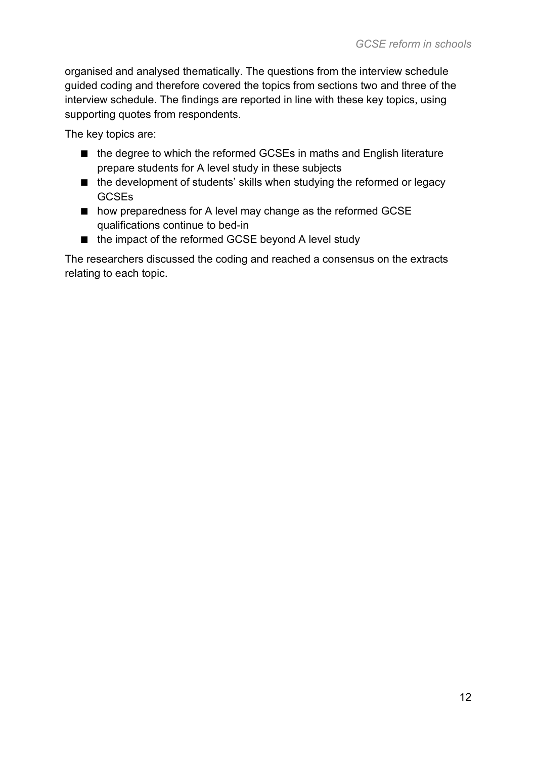organised and analysed thematically. The questions from the interview schedule guided coding and therefore covered the topics from sections two and three of the interview schedule. The findings are reported in line with these key topics, using supporting quotes from respondents.

The key topics are:

- the degree to which the reformed GCSEs in maths and English literature prepare students for A level study in these subjects
- the development of students' skills when studying the reformed or legacy GCSEs
- how preparedness for A level may change as the reformed GCSE qualifications continue to bed-in
- the impact of the reformed GCSE beyond A level study

The researchers discussed the coding and reached a consensus on the extracts relating to each topic.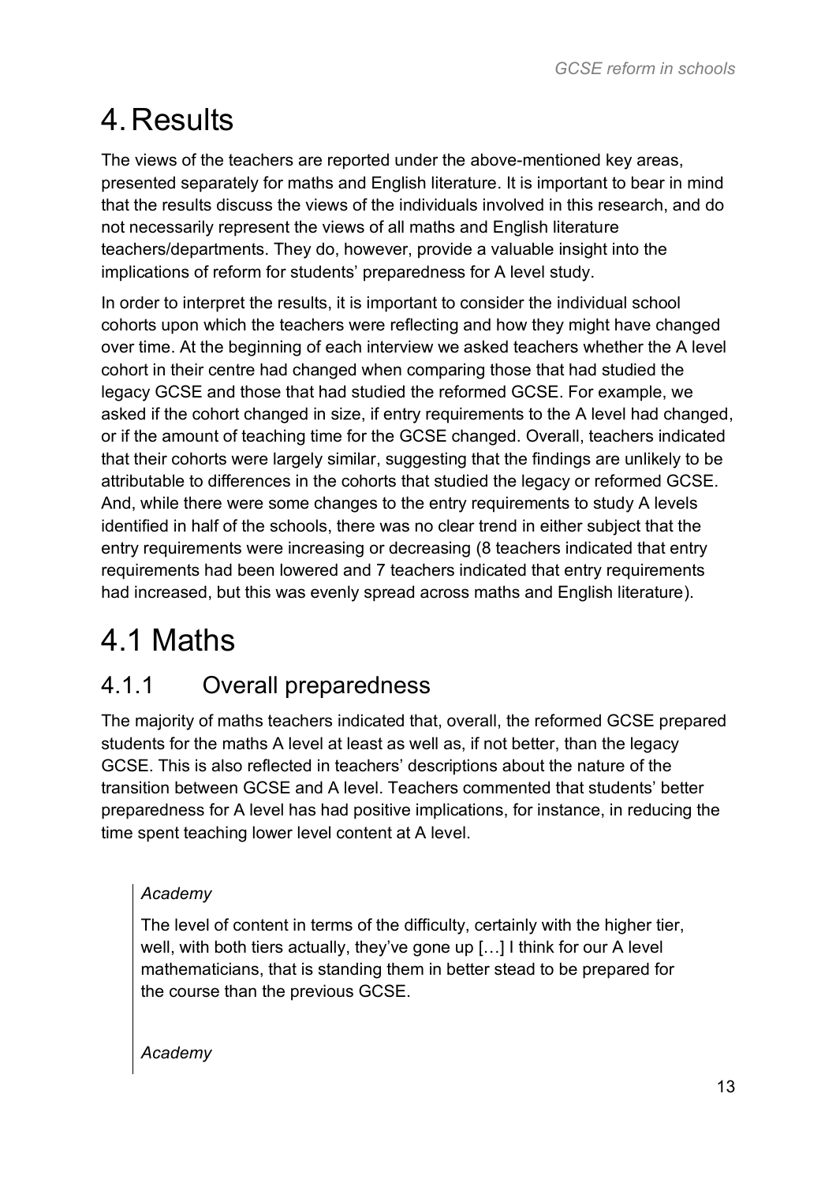# 4. Results

The views of the teachers are reported under the above-mentioned key areas, presented separately for maths and English literature. It is important to bear in mind that the results discuss the views of the individuals involved in this research, and do not necessarily represent the views of all maths and English literature teachers/departments. They do, however, provide a valuable insight into the implications of reform for students' preparedness for A level study.

In order to interpret the results, it is important to consider the individual school cohorts upon which the teachers were reflecting and how they might have changed over time. At the beginning of each interview we asked teachers whether the A level cohort in their centre had changed when comparing those that had studied the legacy GCSE and those that had studied the reformed GCSE. For example, we asked if the cohort changed in size, if entry requirements to the A level had changed, or if the amount of teaching time for the GCSE changed. Overall, teachers indicated that their cohorts were largely similar, suggesting that the findings are unlikely to be attributable to differences in the cohorts that studied the legacy or reformed GCSE. And, while there were some changes to the entry requirements to study A levels identified in half of the schools, there was no clear trend in either subject that the entry requirements were increasing or decreasing (8 teachers indicated that entry requirements had been lowered and 7 teachers indicated that entry requirements had increased, but this was evenly spread across maths and English literature).

# 4.1 Maths

## 4.1.1 Overall preparedness

The majority of maths teachers indicated that, overall, the reformed GCSE prepared students for the maths A level at least as well as, if not better, than the legacy GCSE. This is also reflected in teachers' descriptions about the nature of the transition between GCSE and A level. Teachers commented that students' better preparedness for A level has had positive implications, for instance, in reducing the time spent teaching lower level content at A level.

> *Academy*
>
> The level of content in terms of the difficulty, certainly with the higher tier, well, with both tiers actually, they've gone up […] I think for our A level mathematicians, that is standing them in better stead to be prepared for the course than the previous GCSE.
>
> *Academy*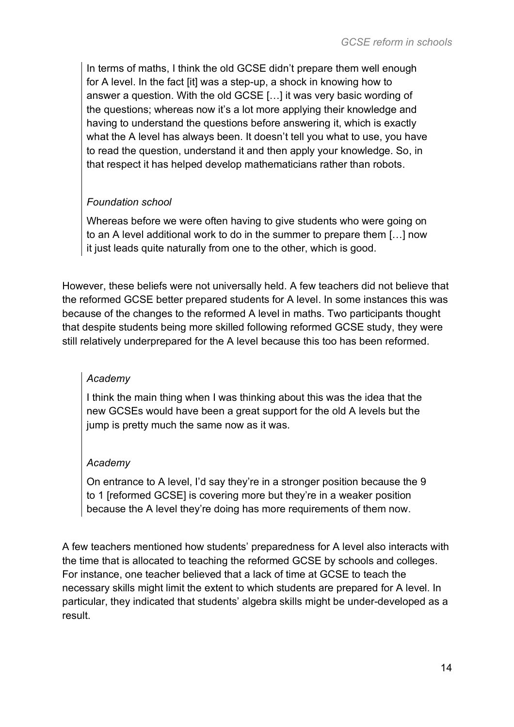> In terms of maths, I think the old GCSE didn't prepare them well enough for A level. In the fact [it] was a step-up, a shock in knowing how to answer a question. With the old GCSE […] it was very basic wording of the questions; whereas now it's a lot more applying their knowledge and having to understand the questions before answering it, which is exactly what the A level has always been. It doesn't tell you what to use, you have to read the question, understand it and then apply your knowledge. So, in that respect it has helped develop mathematicians rather than robots.

> *Foundation school*
>
> Whereas before we were often having to give students who were going on to an A level additional work to do in the summer to prepare them […] now it just leads quite naturally from one to the other, which is good.

However, these beliefs were not universally held. A few teachers did not believe that the reformed GCSE better prepared students for A level. In some instances this was because of the changes to the reformed A level in maths. Two participants thought that despite students being more skilled following reformed GCSE study, they were still relatively underprepared for the A level because this too has been reformed.

> *Academy*
>
> I think the main thing when I was thinking about this was the idea that the new GCSEs would have been a great support for the old A levels but the jump is pretty much the same now as it was.

> *Academy*
>
> On entrance to A level, I'd say they're in a stronger position because the 9 to 1 [reformed GCSE] is covering more but they're in a weaker position because the A level they're doing has more requirements of them now.

A few teachers mentioned how students' preparedness for A level also interacts with the time that is allocated to teaching the reformed GCSE by schools and colleges. For instance, one teacher believed that a lack of time at GCSE to teach the necessary skills might limit the extent to which students are prepared for A level. In particular, they indicated that students' algebra skills might be under-developed as a result.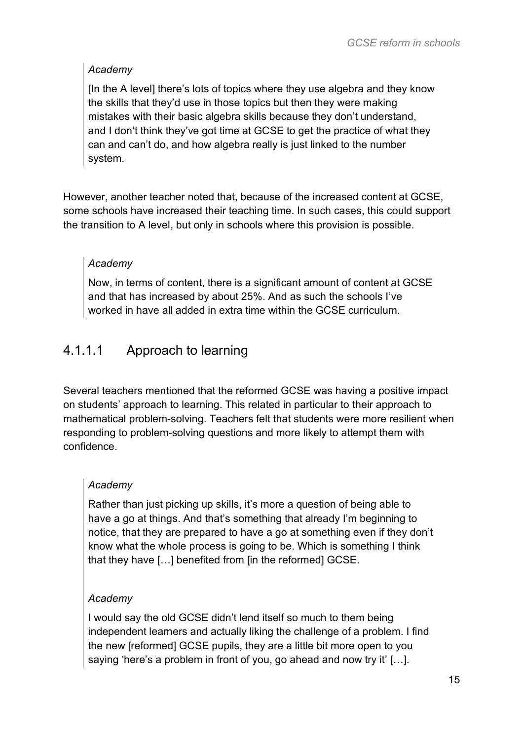*Academy*

> [In the A level] there's lots of topics where they use algebra and they know the skills that they'd use in those topics but then they were making mistakes with their basic algebra skills because they don't understand, and I don't think they've got time at GCSE to get the practice of what they can and can't do, and how algebra really is just linked to the number system.

However, another teacher noted that, because of the increased content at GCSE, some schools have increased their teaching time. In such cases, this could support the transition to A level, but only in schools where this provision is possible.

*Academy*

> Now, in terms of content, there is a significant amount of content at GCSE and that has increased by about 25%. And as such the schools I've worked in have all added in extra time within the GCSE curriculum.

#### 4.1.1.1 Approach to learning

Several teachers mentioned that the reformed GCSE was having a positive impact on students' approach to learning. This related in particular to their approach to mathematical problem-solving. Teachers felt that students were more resilient when responding to problem-solving questions and more likely to attempt them with confidence.

*Academy*

> Rather than just picking up skills, it's more a question of being able to have a go at things. And that's something that already I'm beginning to notice, that they are prepared to have a go at something even if they don't know what the whole process is going to be. Which is something I think that they have […] benefited from [in the reformed] GCSE.

*Academy*

> I would say the old GCSE didn't lend itself so much to them being independent learners and actually liking the challenge of a problem. I find the new [reformed] GCSE pupils, they are a little bit more open to you saying 'here's a problem in front of you, go ahead and now try it' […].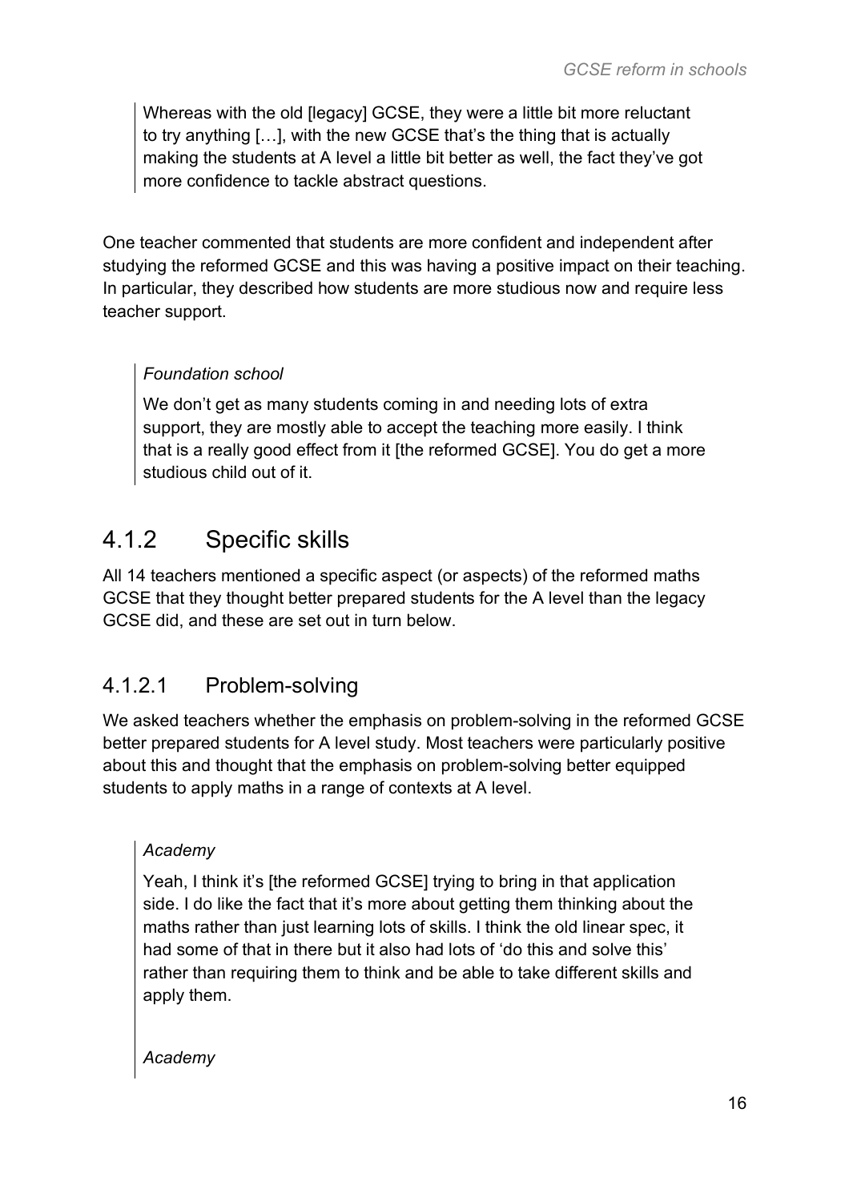> Whereas with the old [legacy] GCSE, they were a little bit more reluctant to try anything […], with the new GCSE that's the thing that is actually making the students at A level a little bit better as well, the fact they've got more confidence to tackle abstract questions.

One teacher commented that students are more confident and independent after studying the reformed GCSE and this was having a positive impact on their teaching. In particular, they described how students are more studious now and require less teacher support.

> *Foundation school*
>
> We don't get as many students coming in and needing lots of extra support, they are mostly able to accept the teaching more easily. I think that is a really good effect from it [the reformed GCSE]. You do get a more studious child out of it.

## 4.1.2 Specific skills

All 14 teachers mentioned a specific aspect (or aspects) of the reformed maths GCSE that they thought better prepared students for the A level than the legacy GCSE did, and these are set out in turn below.

### 4.1.2.1 Problem-solving

We asked teachers whether the emphasis on problem-solving in the reformed GCSE better prepared students for A level study. Most teachers were particularly positive about this and thought that the emphasis on problem-solving better equipped students to apply maths in a range of contexts at A level.

> *Academy*
>
> Yeah, I think it's [the reformed GCSE] trying to bring in that application side. I do like the fact that it's more about getting them thinking about the maths rather than just learning lots of skills. I think the old linear spec, it had some of that in there but it also had lots of 'do this and solve this' rather than requiring them to think and be able to take different skills and apply them.
>
> *Academy*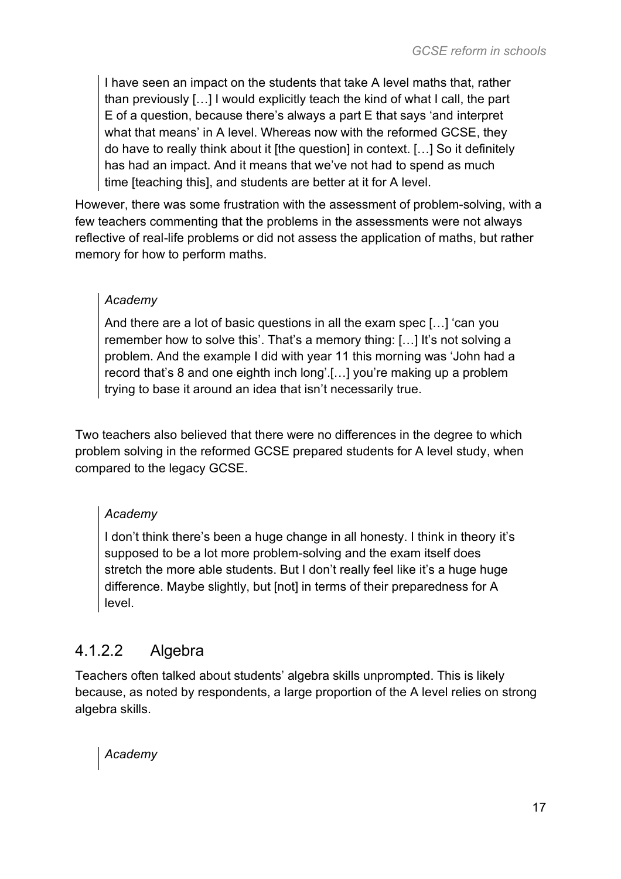> I have seen an impact on the students that take A level maths that, rather than previously […] I would explicitly teach the kind of what I call, the part E of a question, because there's always a part E that says 'and interpret what that means' in A level. Whereas now with the reformed GCSE, they do have to really think about it [the question] in context. […] So it definitely has had an impact. And it means that we've not had to spend as much time [teaching this], and students are better at it for A level.

However, there was some frustration with the assessment of problem-solving, with a few teachers commenting that the problems in the assessments were not always reflective of real-life problems or did not assess the application of maths, but rather memory for how to perform maths.

> *Academy*
>
> And there are a lot of basic questions in all the exam spec […] 'can you remember how to solve this'. That's a memory thing: […] It's not solving a problem. And the example I did with year 11 this morning was 'John had a record that's 8 and one eighth inch long'.[…] you're making up a problem trying to base it around an idea that isn't necessarily true.

Two teachers also believed that there were no differences in the degree to which problem solving in the reformed GCSE prepared students for A level study, when compared to the legacy GCSE.

> *Academy*
>
> I don't think there's been a huge change in all honesty. I think in theory it's supposed to be a lot more problem-solving and the exam itself does stretch the more able students. But I don't really feel like it's a huge huge difference. Maybe slightly, but [not] in terms of their preparedness for A level.

### 4.1.2.2 Algebra

Teachers often talked about students' algebra skills unprompted. This is likely because, as noted by respondents, a large proportion of the A level relies on strong algebra skills.

> *Academy*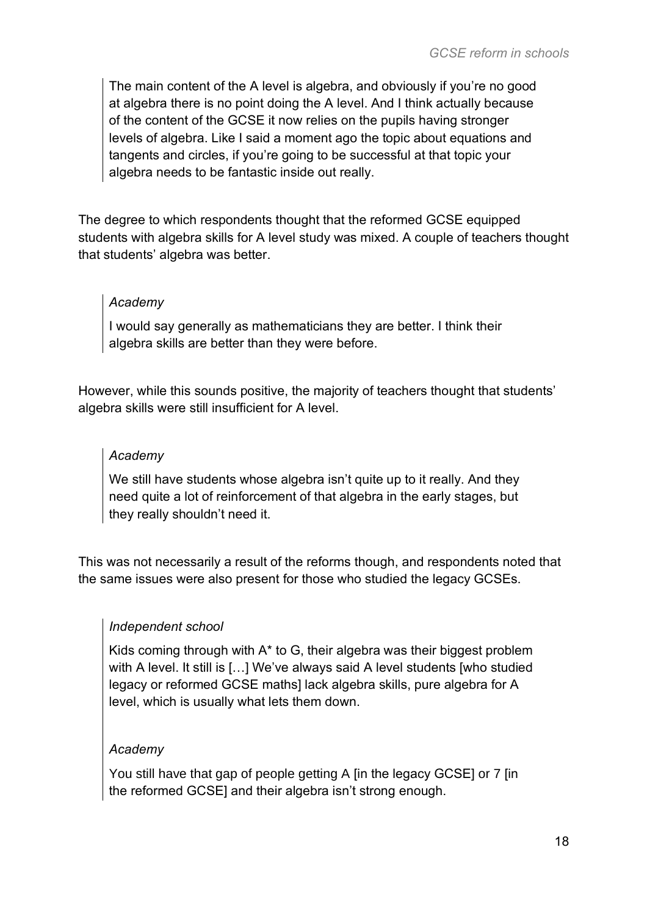> The main content of the A level is algebra, and obviously if you're no good at algebra there is no point doing the A level. And I think actually because of the content of the GCSE it now relies on the pupils having stronger levels of algebra. Like I said a moment ago the topic about equations and tangents and circles, if you're going to be successful at that topic your algebra needs to be fantastic inside out really.

The degree to which respondents thought that the reformed GCSE equipped students with algebra skills for A level study was mixed. A couple of teachers thought that students' algebra was better.

> *Academy*
>
> I would say generally as mathematicians they are better. I think their algebra skills are better than they were before.

However, while this sounds positive, the majority of teachers thought that students' algebra skills were still insufficient for A level.

> *Academy*
>
> We still have students whose algebra isn't quite up to it really. And they need quite a lot of reinforcement of that algebra in the early stages, but they really shouldn't need it.

This was not necessarily a result of the reforms though, and respondents noted that the same issues were also present for those who studied the legacy GCSEs.

> *Independent school*
>
> Kids coming through with A* to G, their algebra was their biggest problem with A level. It still is […] We've always said A level students [who studied legacy or reformed GCSE maths] lack algebra skills, pure algebra for A level, which is usually what lets them down.

> *Academy*
>
> You still have that gap of people getting A [in the legacy GCSE] or 7 [in the reformed GCSE] and their algebra isn't strong enough.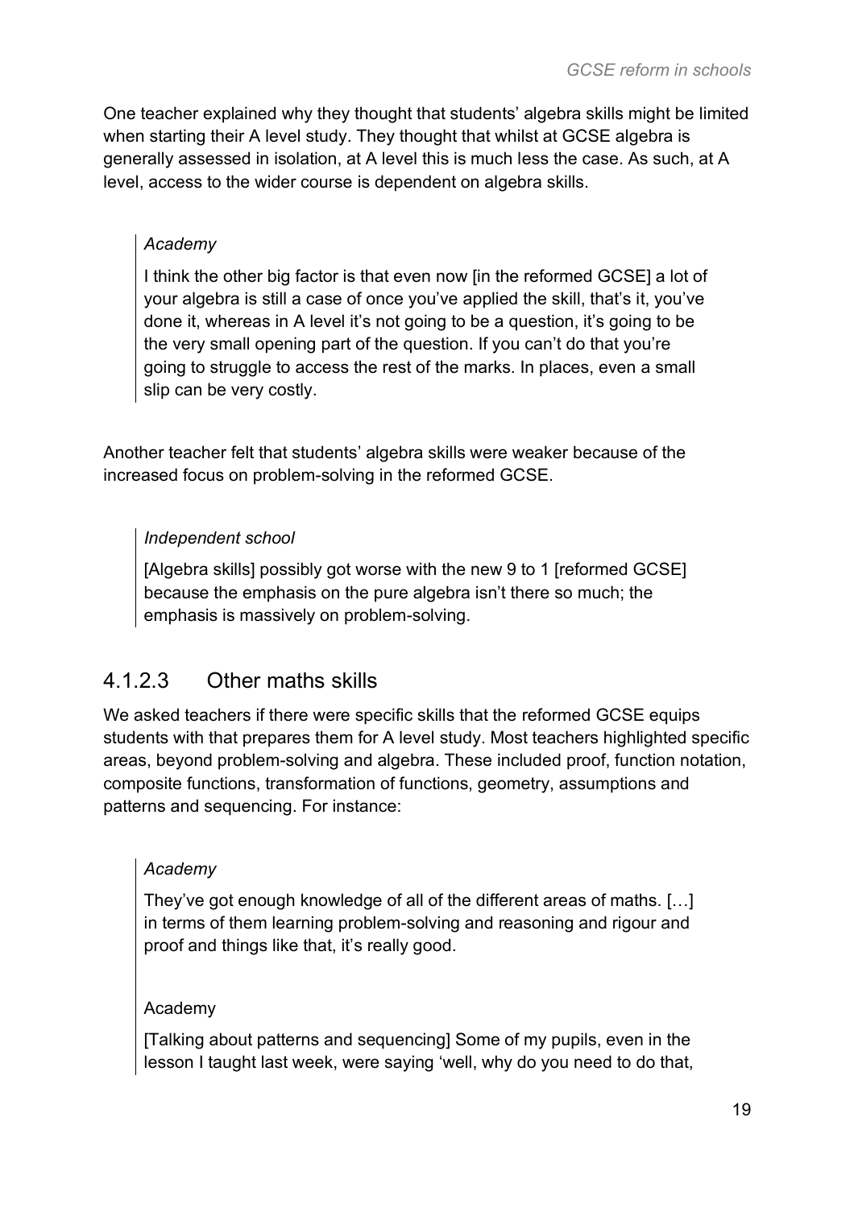One teacher explained why they thought that students' algebra skills might be limited when starting their A level study. They thought that whilst at GCSE algebra is generally assessed in isolation, at A level this is much less the case. As such, at A level, access to the wider course is dependent on algebra skills.

> *Academy*
>
> I think the other big factor is that even now [in the reformed GCSE] a lot of your algebra is still a case of once you've applied the skill, that's it, you've done it, whereas in A level it's not going to be a question, it's going to be the very small opening part of the question. If you can't do that you're going to struggle to access the rest of the marks. In places, even a small slip can be very costly.

Another teacher felt that students' algebra skills were weaker because of the increased focus on problem-solving in the reformed GCSE.

> *Independent school*
>
> [Algebra skills] possibly got worse with the new 9 to 1 [reformed GCSE] because the emphasis on the pure algebra isn't there so much; the emphasis is massively on problem-solving.

#### 4.1.2.3 Other maths skills

We asked teachers if there were specific skills that the reformed GCSE equips students with that prepares them for A level study. Most teachers highlighted specific areas, beyond problem-solving and algebra. These included proof, function notation, composite functions, transformation of functions, geometry, assumptions and patterns and sequencing. For instance:

> *Academy*
>
> They've got enough knowledge of all of the different areas of maths. […] in terms of them learning problem-solving and reasoning and rigour and proof and things like that, it's really good.

> Academy
>
> [Talking about patterns and sequencing] Some of my pupils, even in the lesson I taught last week, were saying 'well, why do you need to do that,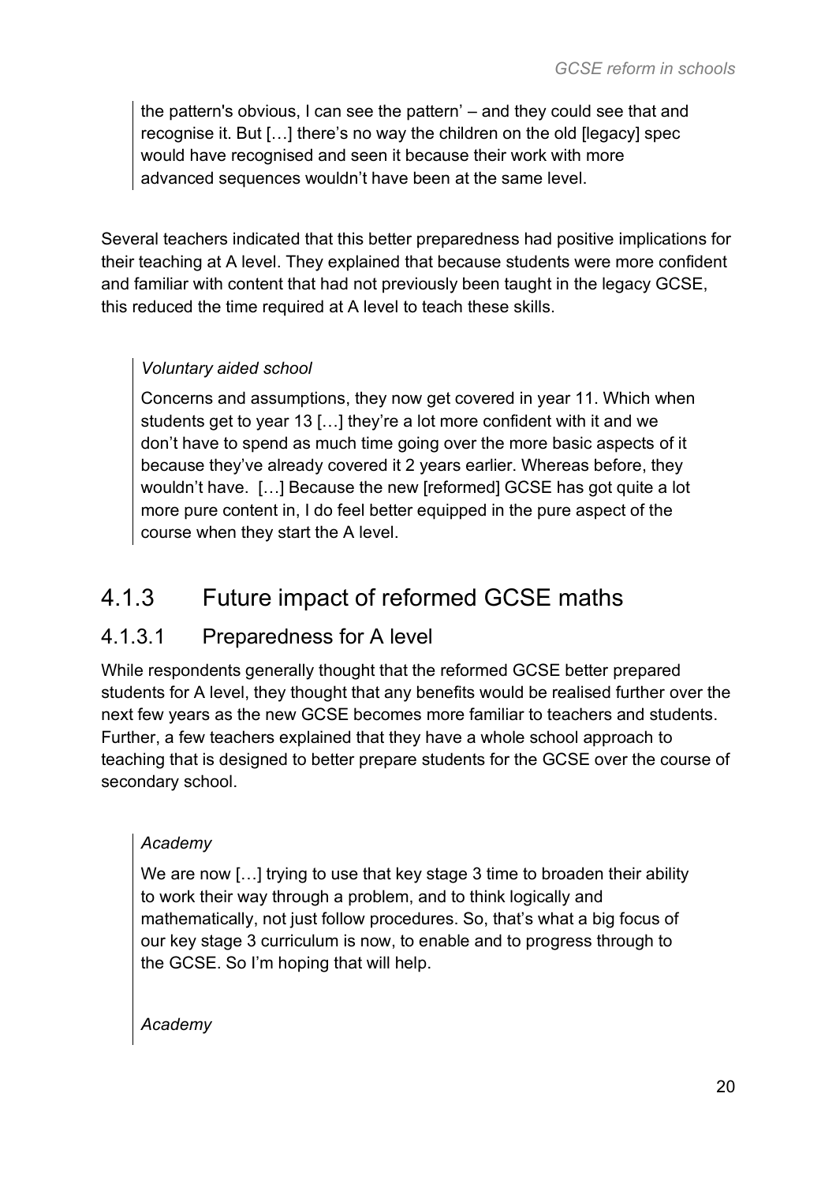> the pattern's obvious, I can see the pattern' – and they could see that and recognise it. But […] there's no way the children on the old [legacy] spec would have recognised and seen it because their work with more advanced sequences wouldn't have been at the same level.

Several teachers indicated that this better preparedness had positive implications for their teaching at A level. They explained that because students were more confident and familiar with content that had not previously been taught in the legacy GCSE, this reduced the time required at A level to teach these skills.

> *Voluntary aided school*
>
> Concerns and assumptions, they now get covered in year 11. Which when students get to year 13 […] they're a lot more confident with it and we don't have to spend as much time going over the more basic aspects of it because they've already covered it 2 years earlier. Whereas before, they wouldn't have. […] Because the new [reformed] GCSE has got quite a lot more pure content in, I do feel better equipped in the pure aspect of the course when they start the A level.

## 4.1.3 Future impact of reformed GCSE maths

### 4.1.3.1 Preparedness for A level

While respondents generally thought that the reformed GCSE better prepared students for A level, they thought that any benefits would be realised further over the next few years as the new GCSE becomes more familiar to teachers and students. Further, a few teachers explained that they have a whole school approach to teaching that is designed to better prepare students for the GCSE over the course of secondary school.

> *Academy*
>
> We are now […] trying to use that key stage 3 time to broaden their ability to work their way through a problem, and to think logically and mathematically, not just follow procedures. So, that's what a big focus of our key stage 3 curriculum is now, to enable and to progress through to the GCSE. So I'm hoping that will help.
>
> *Academy*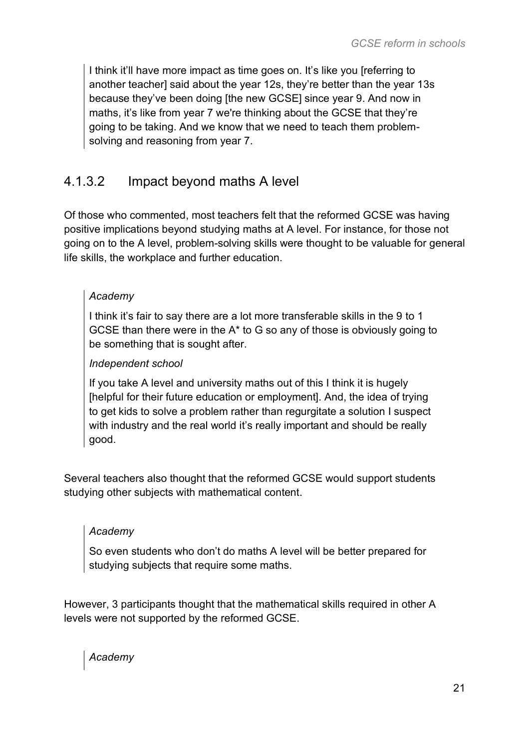> I think it'll have more impact as time goes on. It's like you [referring to another teacher] said about the year 12s, they're better than the year 13s because they've been doing [the new GCSE] since year 9. And now in maths, it's like from year 7 we're thinking about the GCSE that they're going to be taking. And we know that we need to teach them problem-solving and reasoning from year 7.

### 4.1.3.2 Impact beyond maths A level

Of those who commented, most teachers felt that the reformed GCSE was having positive implications beyond studying maths at A level. For instance, for those not going on to the A level, problem-solving skills were thought to be valuable for general life skills, the workplace and further education.

> *Academy*
>
> I think it's fair to say there are a lot more transferable skills in the 9 to 1 GCSE than there were in the A* to G so any of those is obviously going to be something that is sought after.
>
> *Independent school*
>
> If you take A level and university maths out of this I think it is hugely [helpful for their future education or employment]. And, the idea of trying to get kids to solve a problem rather than regurgitate a solution I suspect with industry and the real world it's really important and should be really good.

Several teachers also thought that the reformed GCSE would support students studying other subjects with mathematical content.

> *Academy*
>
> So even students who don't do maths A level will be better prepared for studying subjects that require some maths.

However, 3 participants thought that the mathematical skills required in other A levels were not supported by the reformed GCSE.

> *Academy*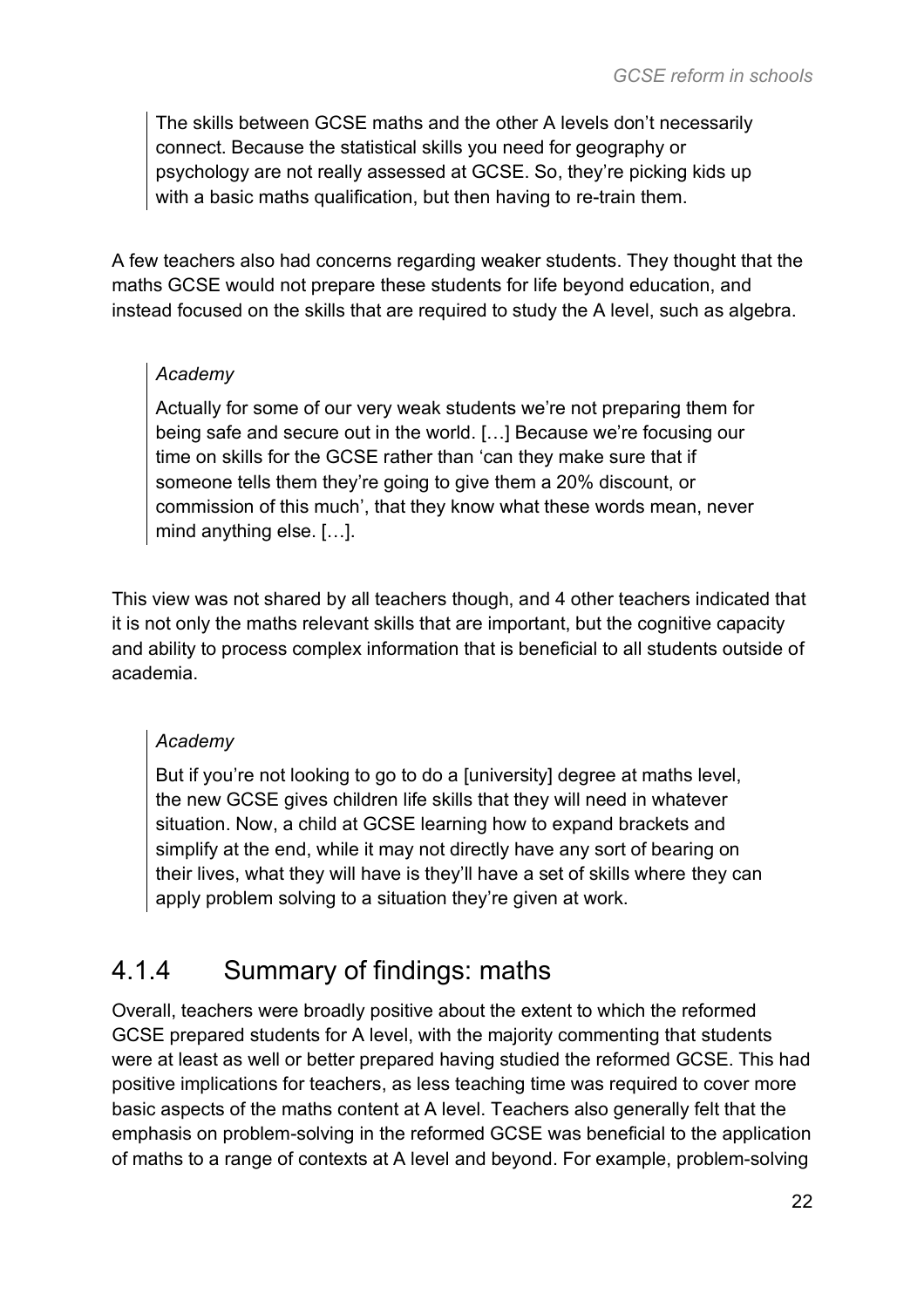> The skills between GCSE maths and the other A levels don't necessarily connect. Because the statistical skills you need for geography or psychology are not really assessed at GCSE. So, they're picking kids up with a basic maths qualification, but then having to re-train them.

A few teachers also had concerns regarding weaker students. They thought that the maths GCSE would not prepare these students for life beyond education, and instead focused on the skills that are required to study the A level, such as algebra.

> *Academy*
>
> Actually for some of our very weak students we're not preparing them for being safe and secure out in the world. […] Because we're focusing our time on skills for the GCSE rather than 'can they make sure that if someone tells them they're going to give them a 20% discount, or commission of this much', that they know what these words mean, never mind anything else. […].

This view was not shared by all teachers though, and 4 other teachers indicated that it is not only the maths relevant skills that are important, but the cognitive capacity and ability to process complex information that is beneficial to all students outside of academia.

> *Academy*
>
> But if you're not looking to go to do a [university] degree at maths level, the new GCSE gives children life skills that they will need in whatever situation. Now, a child at GCSE learning how to expand brackets and simplify at the end, while it may not directly have any sort of bearing on their lives, what they will have is they'll have a set of skills where they can apply problem solving to a situation they're given at work.

### 4.1.4 Summary of findings: maths

Overall, teachers were broadly positive about the extent to which the reformed GCSE prepared students for A level, with the majority commenting that students were at least as well or better prepared having studied the reformed GCSE. This had positive implications for teachers, as less teaching time was required to cover more basic aspects of the maths content at A level. Teachers also generally felt that the emphasis on problem-solving in the reformed GCSE was beneficial to the application of maths to a range of contexts at A level and beyond. For example, problem-solving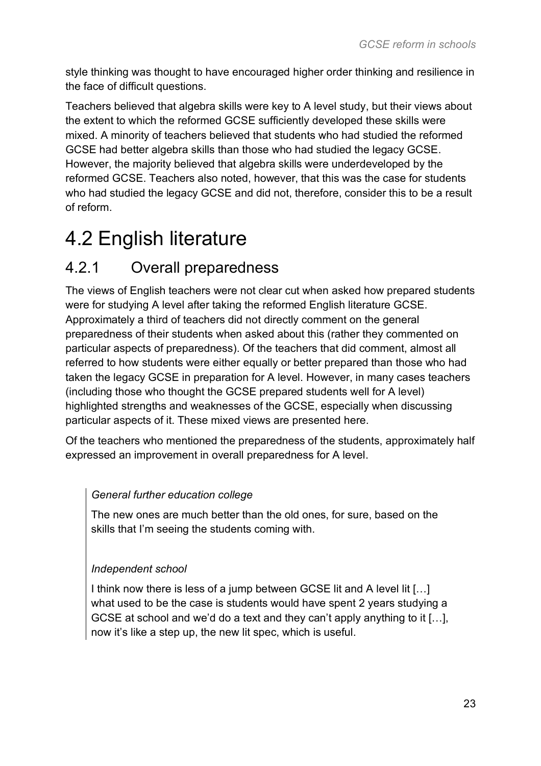style thinking was thought to have encouraged higher order thinking and resilience in the face of difficult questions.

Teachers believed that algebra skills were key to A level study, but their views about the extent to which the reformed GCSE sufficiently developed these skills were mixed. A minority of teachers believed that students who had studied the reformed GCSE had better algebra skills than those who had studied the legacy GCSE. However, the majority believed that algebra skills were underdeveloped by the reformed GCSE. Teachers also noted, however, that this was the case for students who had studied the legacy GCSE and did not, therefore, consider this to be a result of reform.

# 4.2 English literature

## 4.2.1 Overall preparedness

The views of English teachers were not clear cut when asked how prepared students were for studying A level after taking the reformed English literature GCSE. Approximately a third of teachers did not directly comment on the general preparedness of their students when asked about this (rather they commented on particular aspects of preparedness). Of the teachers that did comment, almost all referred to how students were either equally or better prepared than those who had taken the legacy GCSE in preparation for A level. However, in many cases teachers (including those who thought the GCSE prepared students well for A level) highlighted strengths and weaknesses of the GCSE, especially when discussing particular aspects of it. These mixed views are presented here.

Of the teachers who mentioned the preparedness of the students, approximately half expressed an improvement in overall preparedness for A level.

> *General further education college*
>
> The new ones are much better than the old ones, for sure, based on the skills that I'm seeing the students coming with.

> *Independent school*
>
> I think now there is less of a jump between GCSE lit and A level lit […] what used to be the case is students would have spent 2 years studying a GCSE at school and we'd do a text and they can't apply anything to it […], now it's like a step up, the new lit spec, which is useful.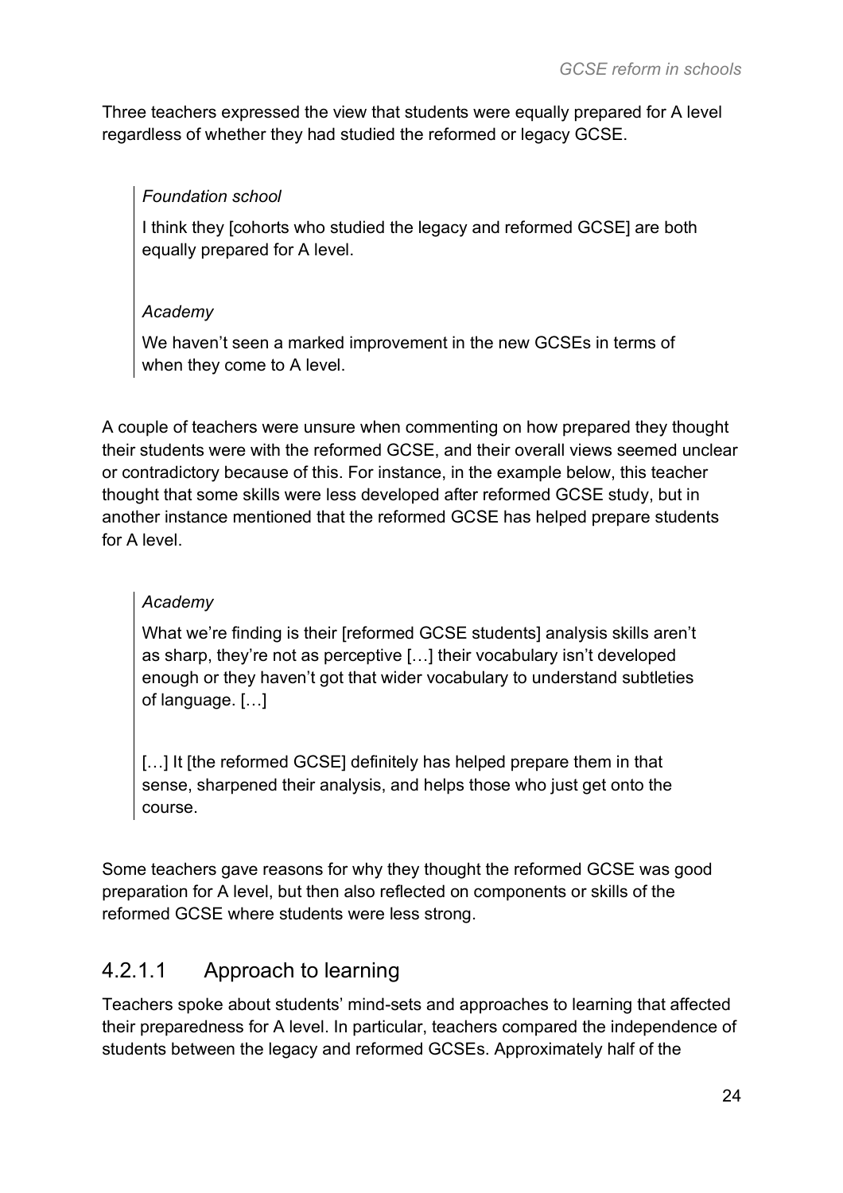Three teachers expressed the view that students were equally prepared for A level regardless of whether they had studied the reformed or legacy GCSE.

> *Foundation school*
>
> I think they [cohorts who studied the legacy and reformed GCSE] are both equally prepared for A level.
>
> *Academy*
>
> We haven't seen a marked improvement in the new GCSEs in terms of when they come to A level.

A couple of teachers were unsure when commenting on how prepared they thought their students were with the reformed GCSE, and their overall views seemed unclear or contradictory because of this. For instance, in the example below, this teacher thought that some skills were less developed after reformed GCSE study, but in another instance mentioned that the reformed GCSE has helped prepare students for A level.

> *Academy*
>
> What we're finding is their [reformed GCSE students] analysis skills aren't as sharp, they're not as perceptive […] their vocabulary isn't developed enough or they haven't got that wider vocabulary to understand subtleties of language. […]
>
> […] It [the reformed GCSE] definitely has helped prepare them in that sense, sharpened their analysis, and helps those who just get onto the course.

Some teachers gave reasons for why they thought the reformed GCSE was good preparation for A level, but then also reflected on components or skills of the reformed GCSE where students were less strong.

#### 4.2.1.1 Approach to learning

Teachers spoke about students' mind-sets and approaches to learning that affected their preparedness for A level. In particular, teachers compared the independence of students between the legacy and reformed GCSEs. Approximately half of the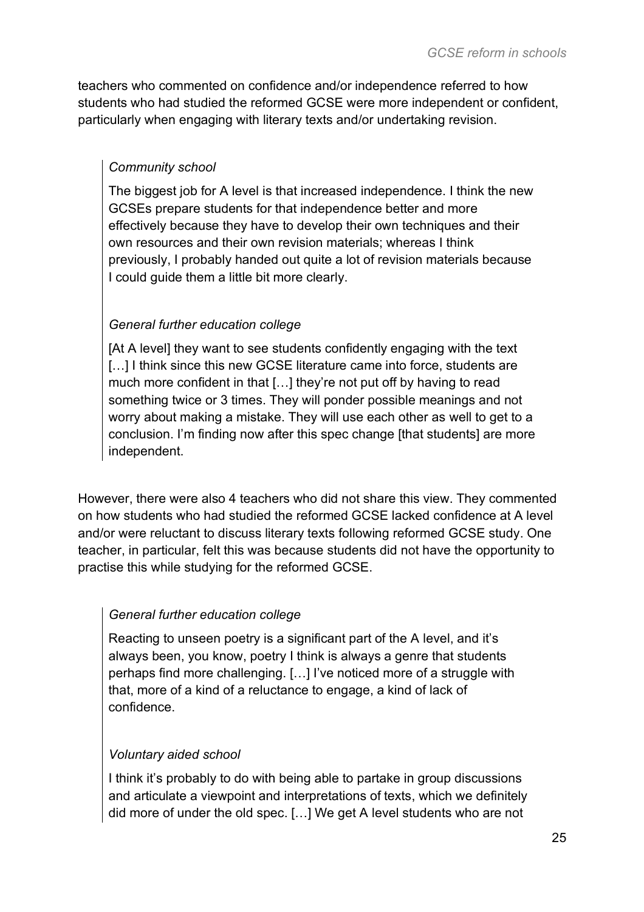teachers who commented on confidence and/or independence referred to how students who had studied the reformed GCSE were more independent or confident, particularly when engaging with literary texts and/or undertaking revision.

> *Community school*
>
> The biggest job for A level is that increased independence. I think the new GCSEs prepare students for that independence better and more effectively because they have to develop their own techniques and their own resources and their own revision materials; whereas I think previously, I probably handed out quite a lot of revision materials because I could guide them a little bit more clearly.

> *General further education college*
>
> [At A level] they want to see students confidently engaging with the text […] I think since this new GCSE literature came into force, students are much more confident in that […] they're not put off by having to read something twice or 3 times. They will ponder possible meanings and not worry about making a mistake. They will use each other as well to get to a conclusion. I'm finding now after this spec change [that students] are more independent.

However, there were also 4 teachers who did not share this view. They commented on how students who had studied the reformed GCSE lacked confidence at A level and/or were reluctant to discuss literary texts following reformed GCSE study. One teacher, in particular, felt this was because students did not have the opportunity to practise this while studying for the reformed GCSE.

> *General further education college*
>
> Reacting to unseen poetry is a significant part of the A level, and it's always been, you know, poetry I think is always a genre that students perhaps find more challenging. […] I've noticed more of a struggle with that, more of a kind of a reluctance to engage, a kind of lack of confidence.

> *Voluntary aided school*
>
> I think it's probably to do with being able to partake in group discussions and articulate a viewpoint and interpretations of texts, which we definitely did more of under the old spec. […] We get A level students who are not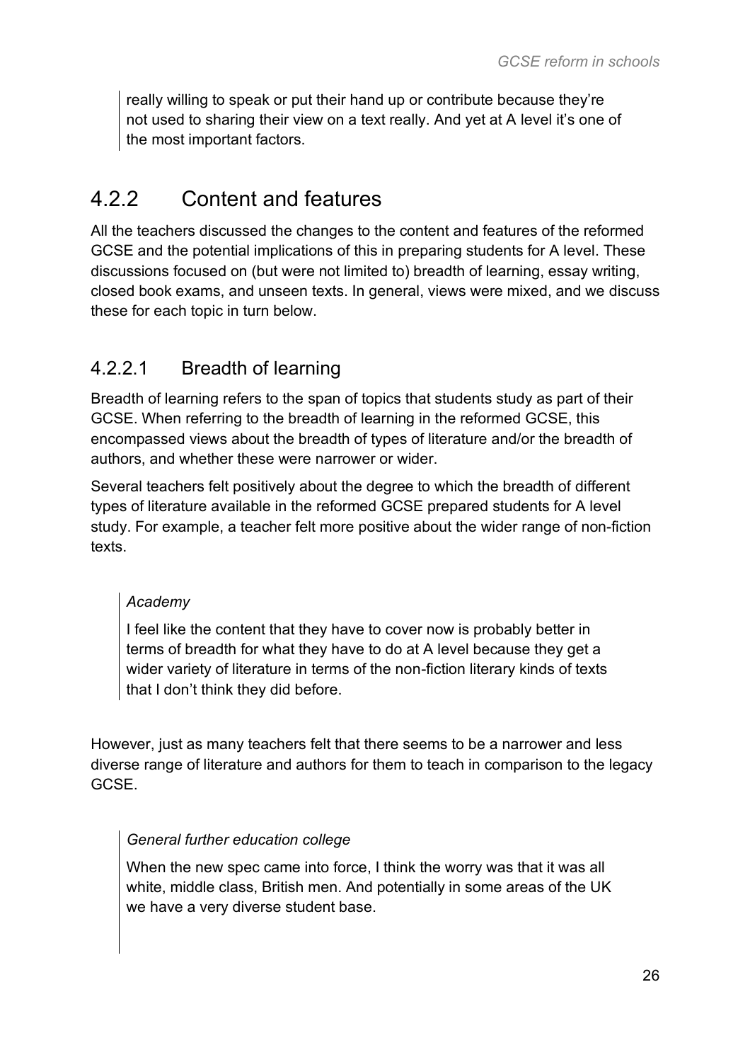> really willing to speak or put their hand up or contribute because they're not used to sharing their view on a text really. And yet at A level it's one of the most important factors.

### 4.2.2 Content and features

All the teachers discussed the changes to the content and features of the reformed GCSE and the potential implications of this in preparing students for A level. These discussions focused on (but were not limited to) breadth of learning, essay writing, closed book exams, and unseen texts. In general, views were mixed, and we discuss these for each topic in turn below.

#### 4.2.2.1 Breadth of learning

Breadth of learning refers to the span of topics that students study as part of their GCSE. When referring to the breadth of learning in the reformed GCSE, this encompassed views about the breadth of types of literature and/or the breadth of authors, and whether these were narrower or wider.

Several teachers felt positively about the degree to which the breadth of different types of literature available in the reformed GCSE prepared students for A level study. For example, a teacher felt more positive about the wider range of non-fiction texts.

> *Academy*
>
> I feel like the content that they have to cover now is probably better in terms of breadth for what they have to do at A level because they get a wider variety of literature in terms of the non-fiction literary kinds of texts that I don't think they did before.

However, just as many teachers felt that there seems to be a narrower and less diverse range of literature and authors for them to teach in comparison to the legacy GCSE.

> *General further education college*
>
> When the new spec came into force, I think the worry was that it was all white, middle class, British men. And potentially in some areas of the UK we have a very diverse student base.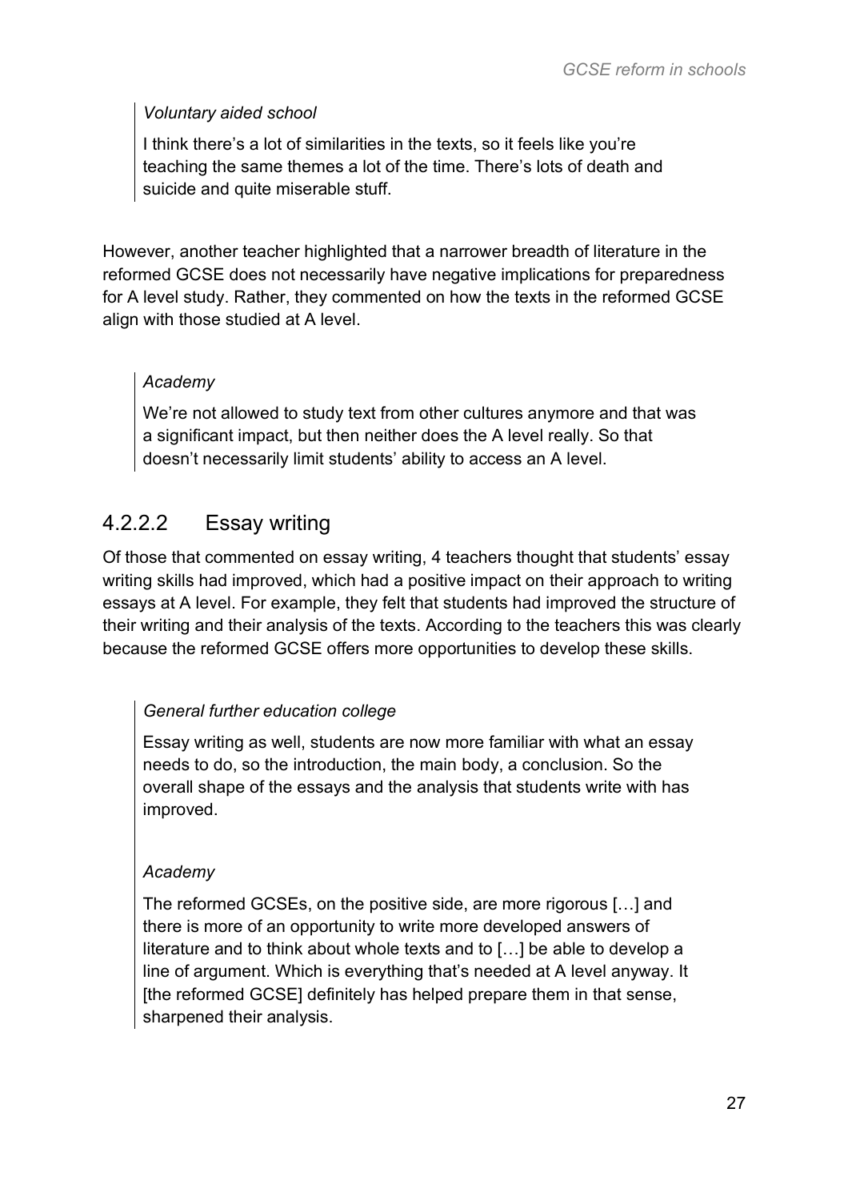*Voluntary aided school*

I think there's a lot of similarities in the texts, so it feels like you're teaching the same themes a lot of the time. There's lots of death and suicide and quite miserable stuff.

However, another teacher highlighted that a narrower breadth of literature in the reformed GCSE does not necessarily have negative implications for preparedness for A level study. Rather, they commented on how the texts in the reformed GCSE align with those studied at A level.

*Academy*

We're not allowed to study text from other cultures anymore and that was a significant impact, but then neither does the A level really. So that doesn't necessarily limit students' ability to access an A level.

#### 4.2.2.2 Essay writing

Of those that commented on essay writing, 4 teachers thought that students' essay writing skills had improved, which had a positive impact on their approach to writing essays at A level. For example, they felt that students had improved the structure of their writing and their analysis of the texts. According to the teachers this was clearly because the reformed GCSE offers more opportunities to develop these skills.

*General further education college*

Essay writing as well, students are now more familiar with what an essay needs to do, so the introduction, the main body, a conclusion. So the overall shape of the essays and the analysis that students write with has improved.

*Academy*

The reformed GCSEs, on the positive side, are more rigorous […] and there is more of an opportunity to write more developed answers of literature and to think about whole texts and to […] be able to develop a line of argument. Which is everything that's needed at A level anyway. It [the reformed GCSE] definitely has helped prepare them in that sense, sharpened their analysis.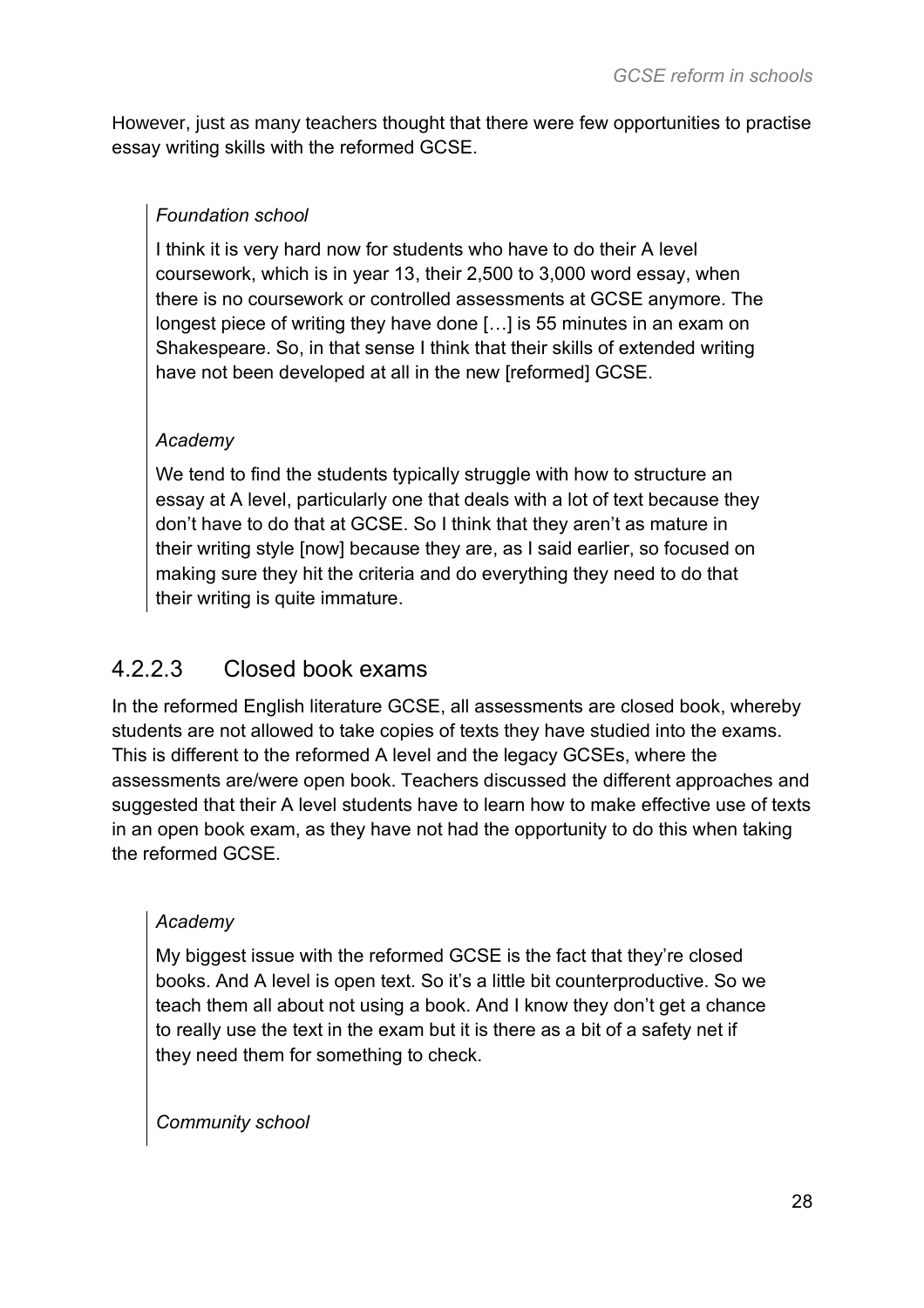However, just as many teachers thought that there were few opportunities to practise essay writing skills with the reformed GCSE.

> *Foundation school*
>
> I think it is very hard now for students who have to do their A level coursework, which is in year 13, their 2,500 to 3,000 word essay, when there is no coursework or controlled assessments at GCSE anymore. The longest piece of writing they have done […] is 55 minutes in an exam on Shakespeare. So, in that sense I think that their skills of extended writing have not been developed at all in the new [reformed] GCSE.
>
> *Academy*
>
> We tend to find the students typically struggle with how to structure an essay at A level, particularly one that deals with a lot of text because they don't have to do that at GCSE. So I think that they aren't as mature in their writing style [now] because they are, as I said earlier, so focused on making sure they hit the criteria and do everything they need to do that their writing is quite immature.

### 4.2.2.3 Closed book exams

In the reformed English literature GCSE, all assessments are closed book, whereby students are not allowed to take copies of texts they have studied into the exams. This is different to the reformed A level and the legacy GCSEs, where the assessments are/were open book. Teachers discussed the different approaches and suggested that their A level students have to learn how to make effective use of texts in an open book exam, as they have not had the opportunity to do this when taking the reformed GCSE.

> *Academy*
>
> My biggest issue with the reformed GCSE is the fact that they're closed books. And A level is open text. So it's a little bit counterproductive. So we teach them all about not using a book. And I know they don't get a chance to really use the text in the exam but it is there as a bit of a safety net if they need them for something to check.
>
> *Community school*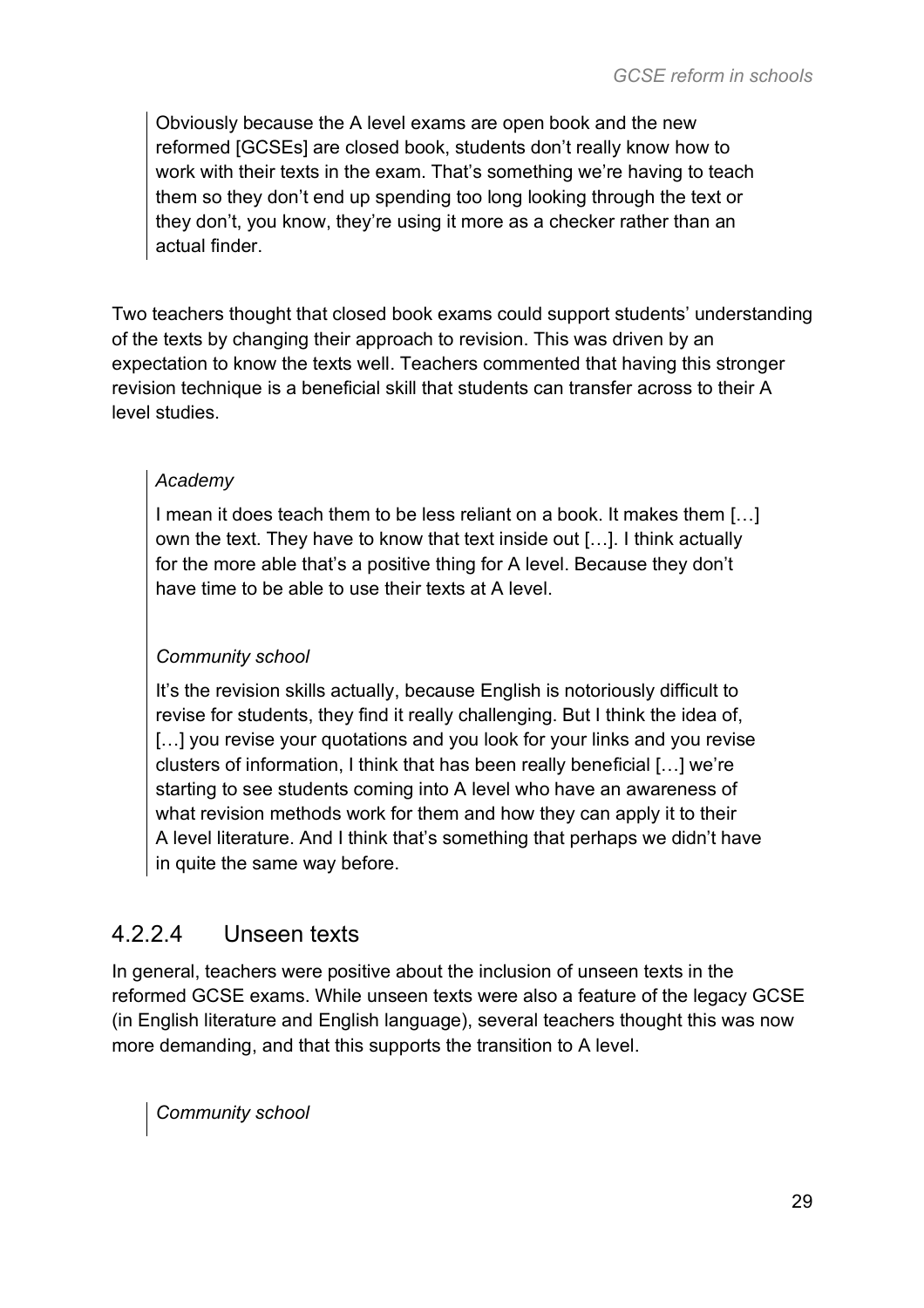> Obviously because the A level exams are open book and the new reformed [GCSEs] are closed book, students don't really know how to work with their texts in the exam. That's something we're having to teach them so they don't end up spending too long looking through the text or they don't, you know, they're using it more as a checker rather than an actual finder.

Two teachers thought that closed book exams could support students' understanding of the texts by changing their approach to revision. This was driven by an expectation to know the texts well. Teachers commented that having this stronger revision technique is a beneficial skill that students can transfer across to their A level studies.

> *Academy*
>
> I mean it does teach them to be less reliant on a book. It makes them […] own the text. They have to know that text inside out […]. I think actually for the more able that's a positive thing for A level. Because they don't have time to be able to use their texts at A level.

> *Community school*
>
> It's the revision skills actually, because English is notoriously difficult to revise for students, they find it really challenging. But I think the idea of, […] you revise your quotations and you look for your links and you revise clusters of information, I think that has been really beneficial […] we're starting to see students coming into A level who have an awareness of what revision methods work for them and how they can apply it to their A level literature. And I think that's something that perhaps we didn't have in quite the same way before.

#### 4.2.2.4 Unseen texts

In general, teachers were positive about the inclusion of unseen texts in the reformed GCSE exams. While unseen texts were also a feature of the legacy GCSE (in English literature and English language), several teachers thought this was now more demanding, and that this supports the transition to A level.

> *Community school*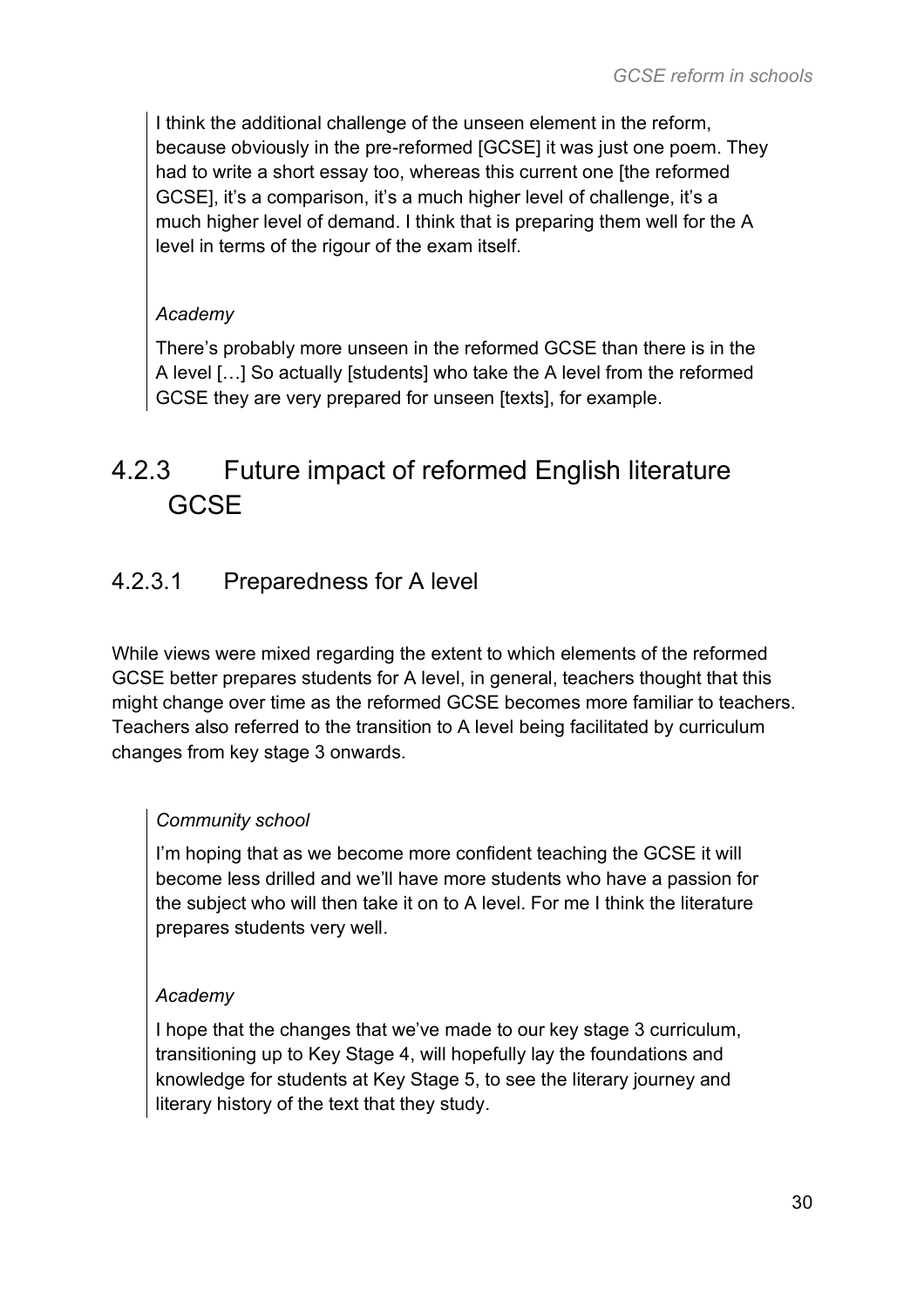> I think the additional challenge of the unseen element in the reform, because obviously in the pre-reformed [GCSE] it was just one poem. They had to write a short essay too, whereas this current one [the reformed GCSE], it's a comparison, it's a much higher level of challenge, it's a much higher level of demand. I think that is preparing them well for the A level in terms of the rigour of the exam itself.
>
> *Academy*
>
> There's probably more unseen in the reformed GCSE than there is in the A level […] So actually [students] who take the A level from the reformed GCSE they are very prepared for unseen [texts], for example.

### 4.2.3 Future impact of reformed English literature GCSE

#### 4.2.3.1 Preparedness for A level

While views were mixed regarding the extent to which elements of the reformed GCSE better prepares students for A level, in general, teachers thought that this might change over time as the reformed GCSE becomes more familiar to teachers. Teachers also referred to the transition to A level being facilitated by curriculum changes from key stage 3 onwards.

> *Community school*
>
> I'm hoping that as we become more confident teaching the GCSE it will become less drilled and we'll have more students who have a passion for the subject who will then take it on to A level. For me I think the literature prepares students very well.
>
> *Academy*
>
> I hope that the changes that we've made to our key stage 3 curriculum, transitioning up to Key Stage 4, will hopefully lay the foundations and knowledge for students at Key Stage 5, to see the literary journey and literary history of the text that they study.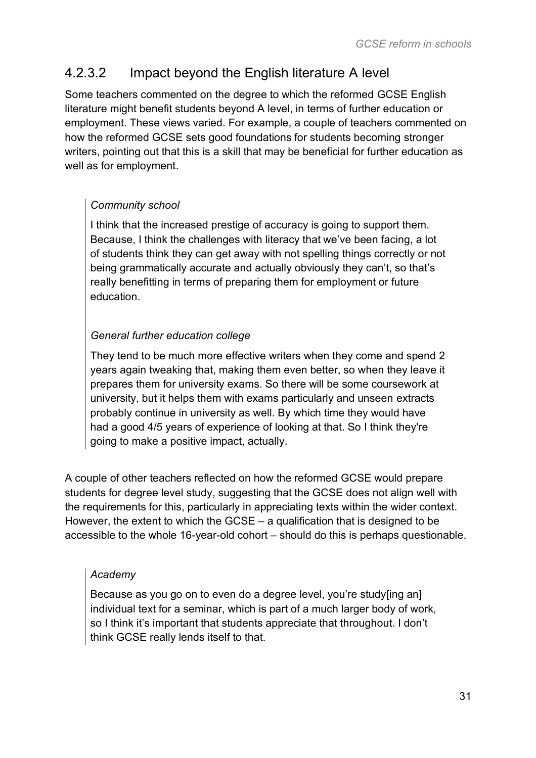#### 4.2.3.2 Impact beyond the English literature A level

Some teachers commented on the degree to which the reformed GCSE English literature might benefit students beyond A level, in terms of further education or employment. These views varied. For example, a couple of teachers commented on how the reformed GCSE sets good foundations for students becoming stronger writers, pointing out that this is a skill that may be beneficial for further education as well as for employment.

> *Community school*
>
> I think that the increased prestige of accuracy is going to support them. Because, I think the challenges with literacy that we've been facing, a lot of students think they can get away with not spelling things correctly or not being grammatically accurate and actually obviously they can't, so that's really benefitting in terms of preparing them for employment or future education.

> *General further education college*
>
> They tend to be much more effective writers when they come and spend 2 years again tweaking that, making them even better, so when they leave it prepares them for university exams. So there will be some coursework at university, but it helps them with exams particularly and unseen extracts probably continue in university as well. By which time they would have had a good 4/5 years of experience of looking at that. So I think they're going to make a positive impact, actually.

A couple of other teachers reflected on how the reformed GCSE would prepare students for degree level study, suggesting that the GCSE does not align well with the requirements for this, particularly in appreciating texts within the wider context. However, the extent to which the GCSE – a qualification that is designed to be accessible to the whole 16-year-old cohort – should do this is perhaps questionable.

> *Academy*
>
> Because as you go on to even do a degree level, you're study[ing an] individual text for a seminar, which is part of a much larger body of work, so I think it's important that students appreciate that throughout. I don't think GCSE really lends itself to that.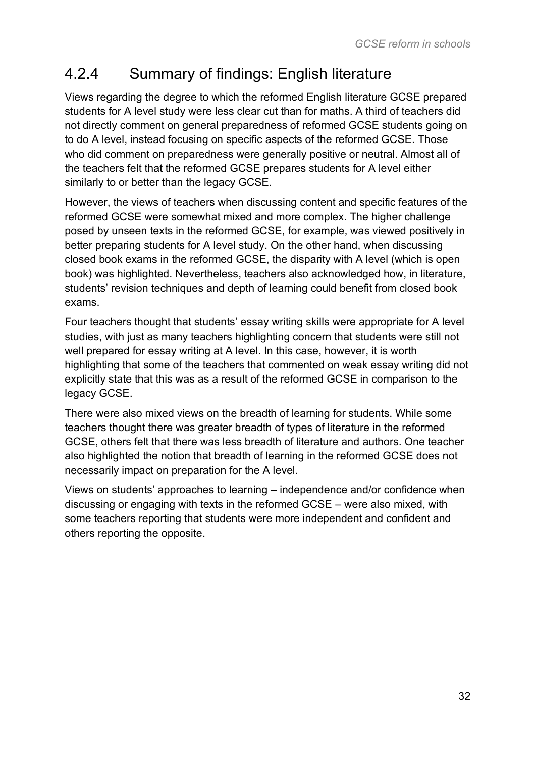### 4.2.4 Summary of findings: English literature

Views regarding the degree to which the reformed English literature GCSE prepared students for A level study were less clear cut than for maths. A third of teachers did not directly comment on general preparedness of reformed GCSE students going on to do A level, instead focusing on specific aspects of the reformed GCSE. Those who did comment on preparedness were generally positive or neutral. Almost all of the teachers felt that the reformed GCSE prepares students for A level either similarly to or better than the legacy GCSE.

However, the views of teachers when discussing content and specific features of the reformed GCSE were somewhat mixed and more complex. The higher challenge posed by unseen texts in the reformed GCSE, for example, was viewed positively in better preparing students for A level study. On the other hand, when discussing closed book exams in the reformed GCSE, the disparity with A level (which is open book) was highlighted. Nevertheless, teachers also acknowledged how, in literature, students' revision techniques and depth of learning could benefit from closed book exams.

Four teachers thought that students' essay writing skills were appropriate for A level studies, with just as many teachers highlighting concern that students were still not well prepared for essay writing at A level. In this case, however, it is worth highlighting that some of the teachers that commented on weak essay writing did not explicitly state that this was as a result of the reformed GCSE in comparison to the legacy GCSE.

There were also mixed views on the breadth of learning for students. While some teachers thought there was greater breadth of types of literature in the reformed GCSE, others felt that there was less breadth of literature and authors. One teacher also highlighted the notion that breadth of learning in the reformed GCSE does not necessarily impact on preparation for the A level.

Views on students' approaches to learning – independence and/or confidence when discussing or engaging with texts in the reformed GCSE – were also mixed, with some teachers reporting that students were more independent and confident and others reporting the opposite.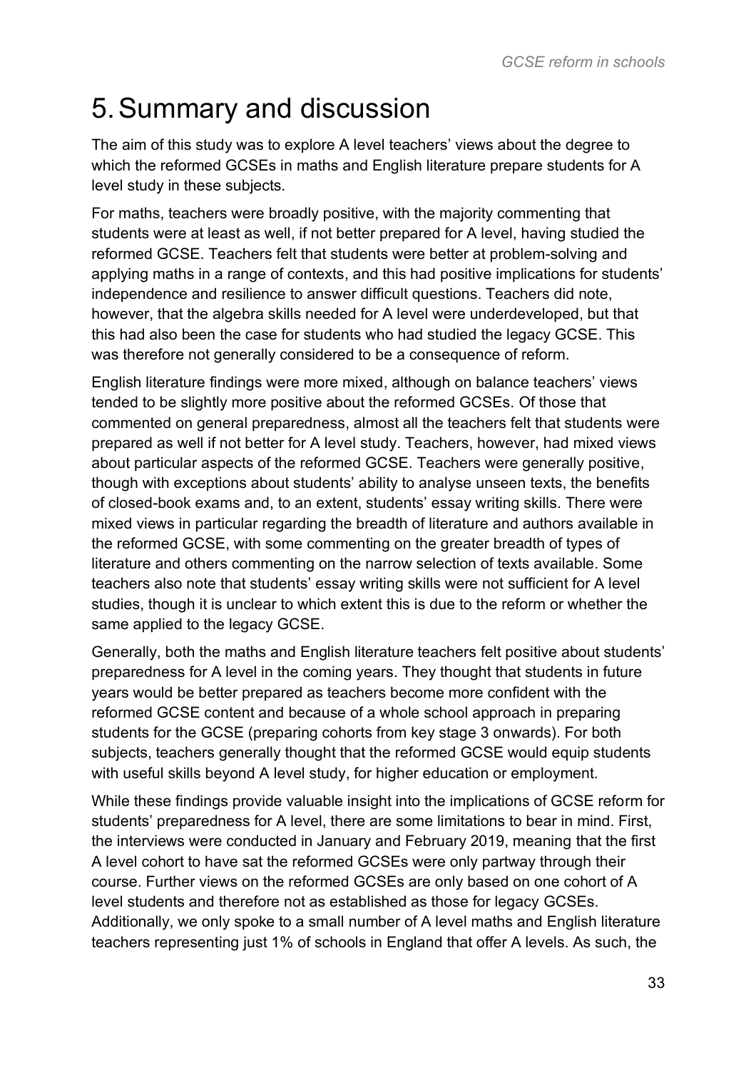# 5. Summary and discussion

The aim of this study was to explore A level teachers' views about the degree to which the reformed GCSEs in maths and English literature prepare students for A level study in these subjects.

For maths, teachers were broadly positive, with the majority commenting that students were at least as well, if not better prepared for A level, having studied the reformed GCSE. Teachers felt that students were better at problem-solving and applying maths in a range of contexts, and this had positive implications for students' independence and resilience to answer difficult questions. Teachers did note, however, that the algebra skills needed for A level were underdeveloped, but that this had also been the case for students who had studied the legacy GCSE. This was therefore not generally considered to be a consequence of reform.

English literature findings were more mixed, although on balance teachers' views tended to be slightly more positive about the reformed GCSEs. Of those that commented on general preparedness, almost all the teachers felt that students were prepared as well if not better for A level study. Teachers, however, had mixed views about particular aspects of the reformed GCSE. Teachers were generally positive, though with exceptions about students' ability to analyse unseen texts, the benefits of closed-book exams and, to an extent, students' essay writing skills. There were mixed views in particular regarding the breadth of literature and authors available in the reformed GCSE, with some commenting on the greater breadth of types of literature and others commenting on the narrow selection of texts available. Some teachers also note that students' essay writing skills were not sufficient for A level studies, though it is unclear to which extent this is due to the reform or whether the same applied to the legacy GCSE.

Generally, both the maths and English literature teachers felt positive about students' preparedness for A level in the coming years. They thought that students in future years would be better prepared as teachers become more confident with the reformed GCSE content and because of a whole school approach in preparing students for the GCSE (preparing cohorts from key stage 3 onwards). For both subjects, teachers generally thought that the reformed GCSE would equip students with useful skills beyond A level study, for higher education or employment.

While these findings provide valuable insight into the implications of GCSE reform for students' preparedness for A level, there are some limitations to bear in mind. First, the interviews were conducted in January and February 2019, meaning that the first A level cohort to have sat the reformed GCSEs were only partway through their course. Further views on the reformed GCSEs are only based on one cohort of A level students and therefore not as established as those for legacy GCSEs. Additionally, we only spoke to a small number of A level maths and English literature teachers representing just 1% of schools in England that offer A levels. As such, the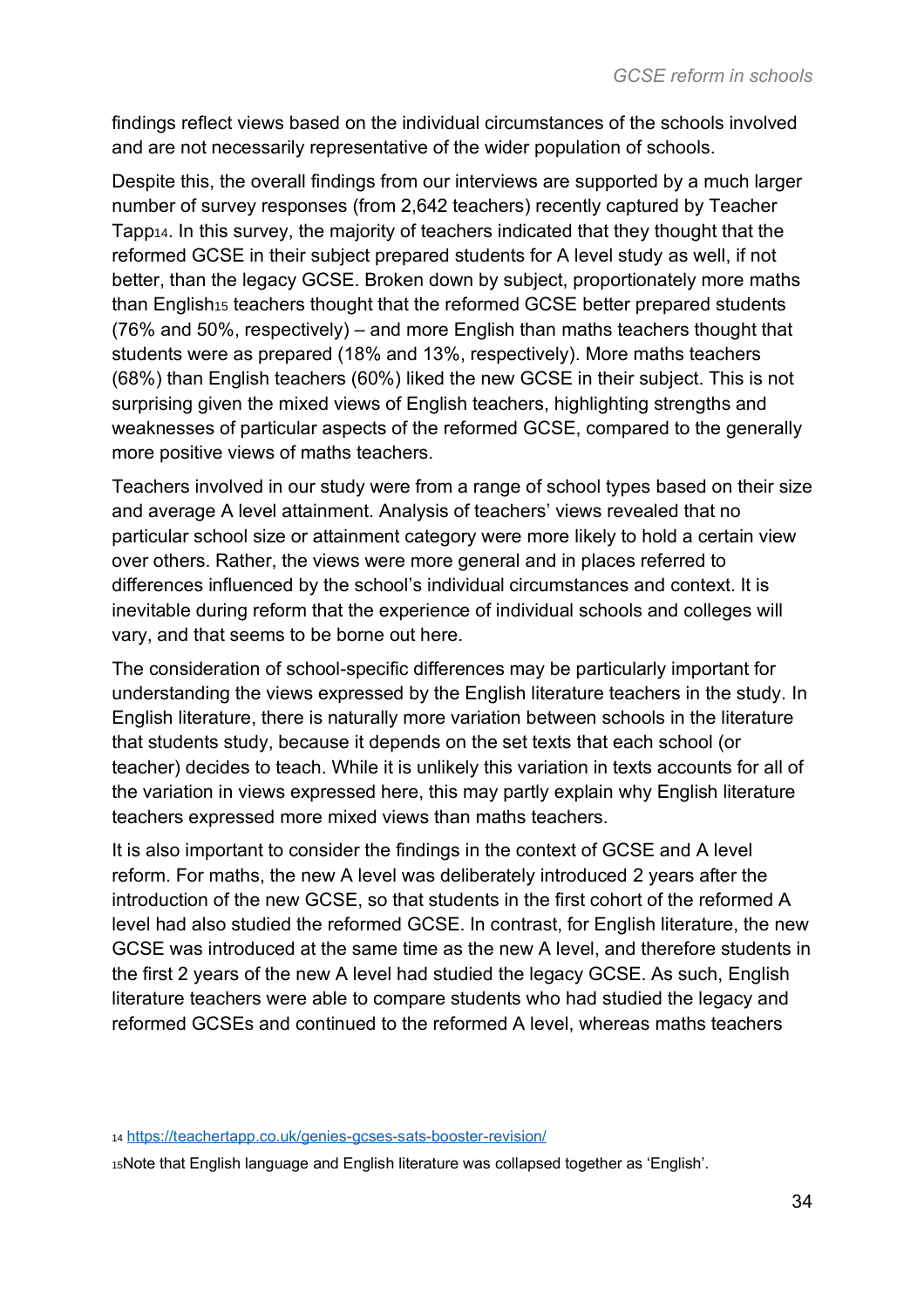findings reflect views based on the individual circumstances of the schools involved and are not necessarily representative of the wider population of schools.

Despite this, the overall findings from our interviews are supported by a much larger number of survey responses (from 2,642 teachers) recently captured by Teacher Tapp[14]. In this survey, the majority of teachers indicated that they thought that the reformed GCSE in their subject prepared students for A level study as well, if not better, than the legacy GCSE. Broken down by subject, proportionately more maths than English[15] teachers thought that the reformed GCSE better prepared students (76% and 50%, respectively) – and more English than maths teachers thought that students were as prepared (18% and 13%, respectively). More maths teachers (68%) than English teachers (60%) liked the new GCSE in their subject. This is not surprising given the mixed views of English teachers, highlighting strengths and weaknesses of particular aspects of the reformed GCSE, compared to the generally more positive views of maths teachers.

Teachers involved in our study were from a range of school types based on their size and average A level attainment. Analysis of teachers' views revealed that no particular school size or attainment category were more likely to hold a certain view over others. Rather, the views were more general and in places referred to differences influenced by the school's individual circumstances and context. It is inevitable during reform that the experience of individual schools and colleges will vary, and that seems to be borne out here.

The consideration of school-specific differences may be particularly important for understanding the views expressed by the English literature teachers in the study. In English literature, there is naturally more variation between schools in the literature that students study, because it depends on the set texts that each school (or teacher) decides to teach. While it is unlikely this variation in texts accounts for all of the variation in views expressed here, this may partly explain why English literature teachers expressed more mixed views than maths teachers.

It is also important to consider the findings in the context of GCSE and A level reform. For maths, the new A level was deliberately introduced 2 years after the introduction of the new GCSE, so that students in the first cohort of the reformed A level had also studied the reformed GCSE. In contrast, for English literature, the new GCSE was introduced at the same time as the new A level, and therefore students in the first 2 years of the new A level had studied the legacy GCSE. As such, English literature teachers were able to compare students who had studied the legacy and reformed GCSEs and continued to the reformed A level, whereas maths teachers

[14] https://teachertapp.co.uk/genies-gcses-sats-booster-revision/

[15] Note that English language and English literature was collapsed together as 'English'.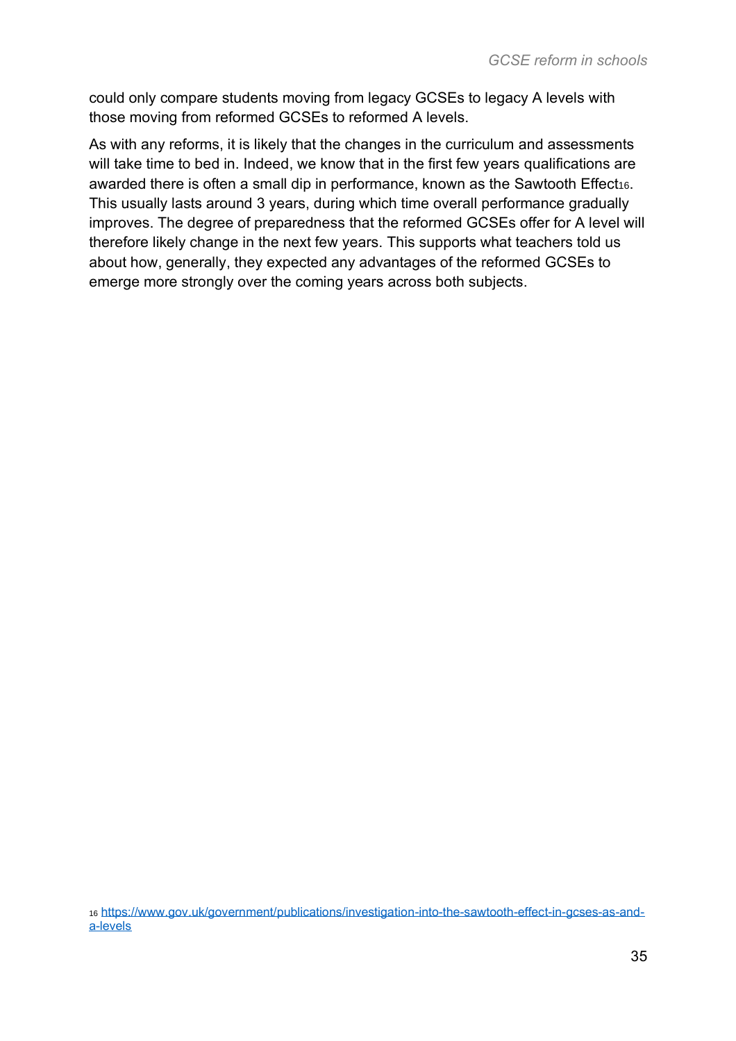could only compare students moving from legacy GCSEs to legacy A levels with those moving from reformed GCSEs to reformed A levels.

As with any reforms, it is likely that the changes in the curriculum and assessments will take time to bed in. Indeed, we know that in the first few years qualifications are awarded there is often a small dip in performance, known as the Sawtooth Effect[16]. This usually lasts around 3 years, during which time overall performance gradually improves. The degree of preparedness that the reformed GCSEs offer for A level will therefore likely change in the next few years. This supports what teachers told us about how, generally, they expected any advantages of the reformed GCSEs to emerge more strongly over the coming years across both subjects.

[16] https://www.gov.uk/government/publications/investigation-into-the-sawtooth-effect-in-gcses-as-and-a-levels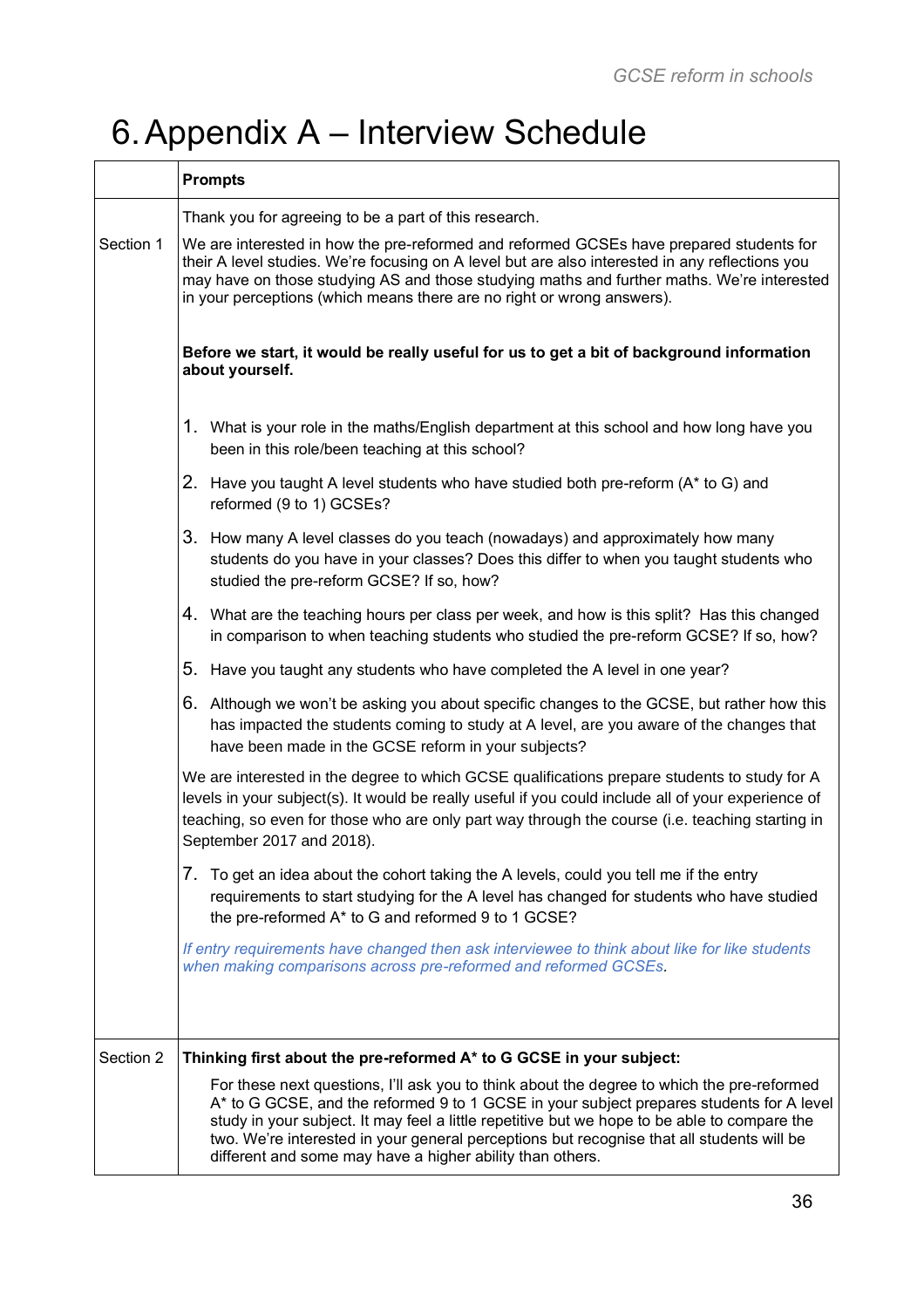# 6. Appendix A – Interview Schedule

| | Prompts |
|---|---|
| Section 1 | Thank you for agreeing to be a part of this research.<br><br>We are interested in how the pre-reformed and reformed GCSEs have prepared students for their A level studies. We're focusing on A level but are also interested in any reflections you may have on those studying AS and those studying maths and further maths. We're interested in your perceptions (which means there are no right or wrong answers).<br><br>**Before we start, it would be really useful for us to get a bit of background information about yourself.**<br><br>1. What is your role in the maths/English department at this school and how long have you been in this role/been teaching at this school?<br>2. Have you taught A level students who have studied both pre-reform (A* to G) and reformed (9 to 1) GCSEs?<br>3. How many A level classes do you teach (nowadays) and approximately how many students do you have in your classes? Does this differ to when you taught students who studied the pre-reform GCSE? If so, how?<br>4. What are the teaching hours per class per week, and how is this split? Has this changed in comparison to when teaching students who studied the pre-reform GCSE? If so, how?<br>5. Have you taught any students who have completed the A level in one year?<br>6. Although we won't be asking you about specific changes to the GCSE, but rather how this has impacted the students coming to study at A level, are you aware of the changes that have been made in the GCSE reform in your subjects?<br><br>We are interested in the degree to which GCSE qualifications prepare students to study for A levels in your subject(s). It would be really useful if you could include all of your experience of teaching, so even for those who are only part way through the course (i.e. teaching starting in September 2017 and 2018).<br><br>7. To get an idea about the cohort taking the A levels, could you tell me if the entry requirements to start studying for the A level has changed for students who have studied the pre-reformed A* to G and reformed 9 to 1 GCSE?<br><br>*If entry requirements have changed then ask interviewee to think about like for like students when making comparisons across pre-reformed and reformed GCSEs.* |
| Section 2 | **Thinking first about the pre-reformed A* to G GCSE in your subject:**<br><br>For these next questions, I'll ask you to think about the degree to which the pre-reformed A* to G GCSE, and the reformed 9 to 1 GCSE in your subject prepares students for A level study in your subject. It may feel a little repetitive but we hope to be able to compare the two. We're interested in your general perceptions but recognise that all students will be different and some may have a higher ability than others. |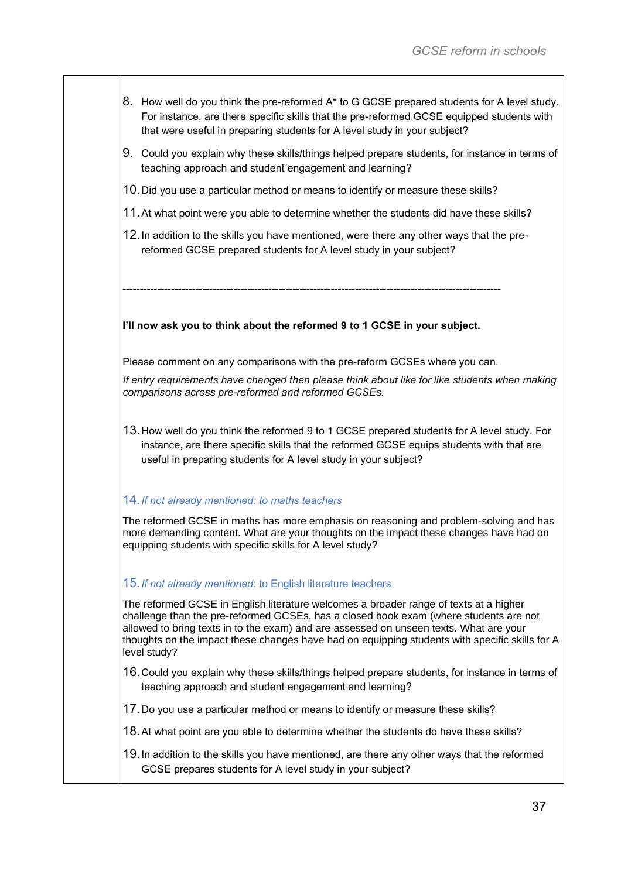8. How well do you think the pre-reformed A* to G GCSE prepared students for A level study. For instance, are there specific skills that the pre-reformed GCSE equipped students with that were useful in preparing students for A level study in your subject?
9. Could you explain why these skills/things helped prepare students, for instance in terms of teaching approach and student engagement and learning?
10. Did you use a particular method or means to identify or measure these skills?
11. At what point were you able to determine whether the students did have these skills?
12. In addition to the skills you have mentioned, were there any other ways that the pre-reformed GCSE prepared students for A level study in your subject?

---

**I'll now ask you to think about the reformed 9 to 1 GCSE in your subject.**

Please comment on any comparisons with the pre-reform GCSEs where you can.

*If entry requirements have changed then please think about like for like students when making comparisons across pre-reformed and reformed GCSEs.*

13. How well do you think the reformed 9 to 1 GCSE prepared students for A level study. For instance, are there specific skills that the reformed GCSE equips students with that are useful in preparing students for A level study in your subject?

14. *If not already mentioned: to maths teachers*

The reformed GCSE in maths has more emphasis on reasoning and problem-solving and has more demanding content. What are your thoughts on the impact these changes have had on equipping students with specific skills for A level study?

15. *If not already mentioned*: to English literature teachers

The reformed GCSE in English literature welcomes a broader range of texts at a higher challenge than the pre-reformed GCSEs, has a closed book exam (where students are not allowed to bring texts in to the exam) and are assessed on unseen texts. What are your thoughts on the impact these changes have had on equipping students with specific skills for A level study?

16. Could you explain why these skills/things helped prepare students, for instance in terms of teaching approach and student engagement and learning?
17. Do you use a particular method or means to identify or measure these skills?
18. At what point are you able to determine whether the students do have these skills?
19. In addition to the skills you have mentioned, are there any other ways that the reformed GCSE prepares students for A level study in your subject?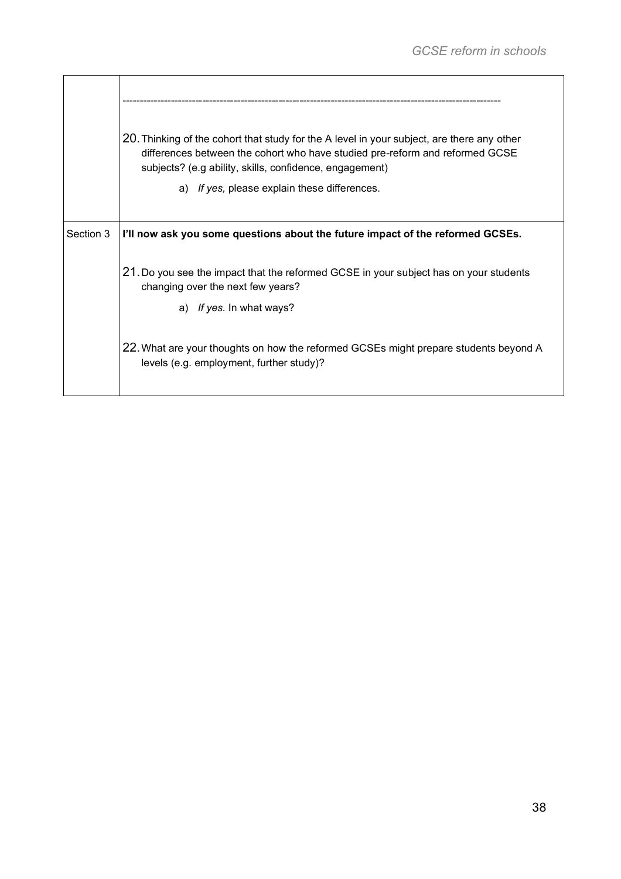| | |
|---|---|
| | ------------------------------------------------------------------------------------------------------------<br><br>20. Thinking of the cohort that study for the A level in your subject, are there any other differences between the cohort who have studied pre-reform and reformed GCSE subjects? (e.g ability, skills, confidence, engagement)<br><br>a) *If yes,* please explain these differences. |
| Section 3 | **I'll now ask you some questions about the future impact of the reformed GCSEs.**<br><br>21. Do you see the impact that the reformed GCSE in your subject has on your students changing over the next few years?<br><br>a) *If yes.* In what ways?<br><br>22. What are your thoughts on how the reformed GCSEs might prepare students beyond A levels (e.g. employment, further study)? |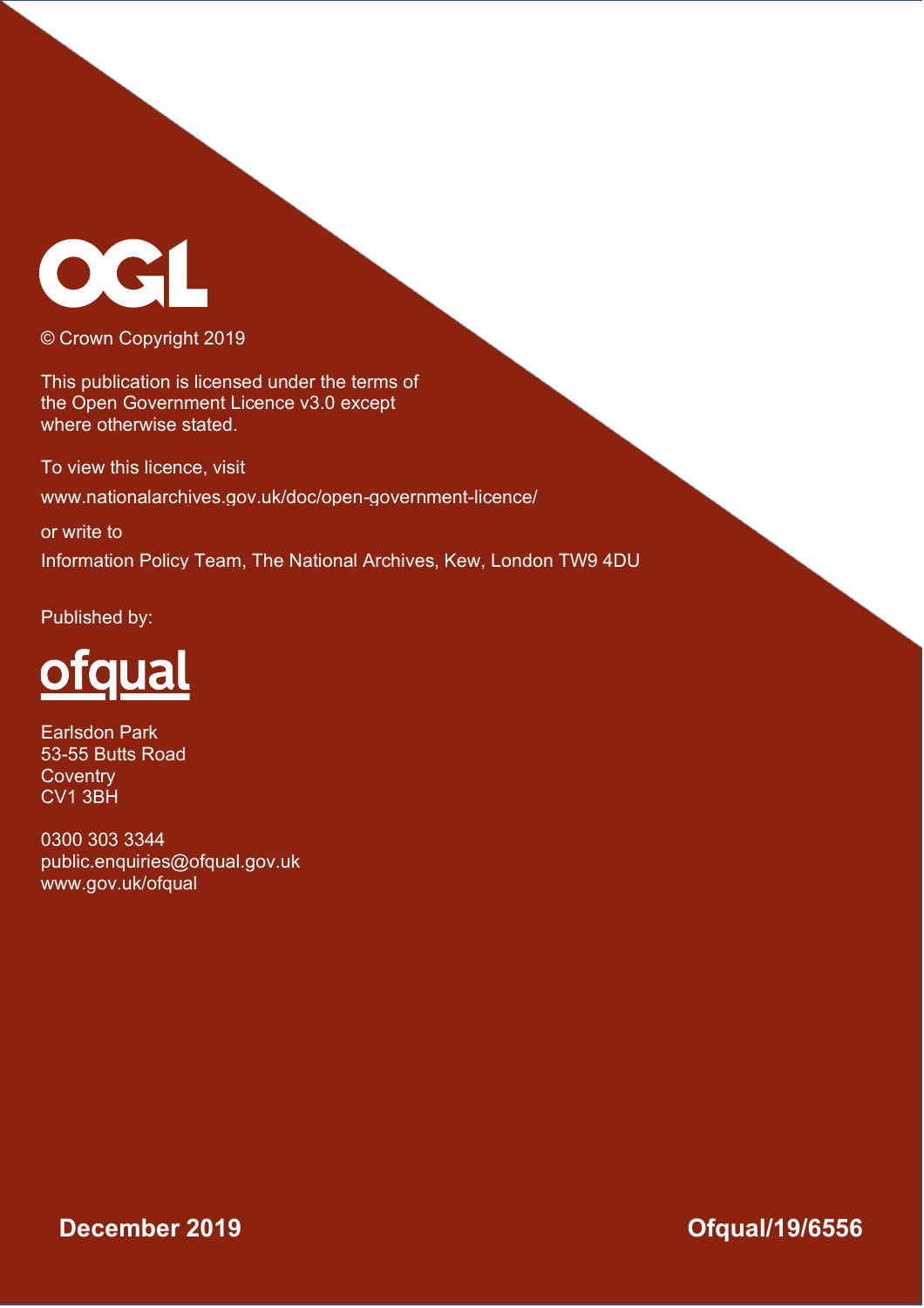OGL

© Crown Copyright 2019

This publication is licensed under the terms of the Open Government Licence v3.0 except where otherwise stated.

To view this licence, visit

www.nationalarchives.gov.uk/doc/open-government-licence/

or write to

Information Policy Team, The National Archives, Kew, London TW9 4DU

Published by:

ofqual

Earlsdon Park
53-55 Butts Road
Coventry
CV1 3BH

0300 303 3344
public.enquiries@ofqual.gov.uk
www.gov.uk/ofqual

**December 2019**

**Ofqual/19/6556**